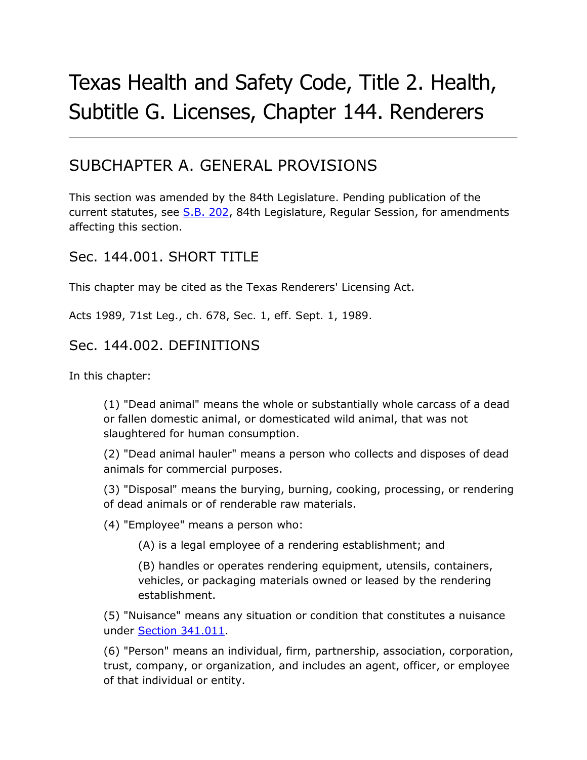# Texas Health and Safety Code, Title 2. Health, Subtitle G. Licenses, Chapter 144. Renderers

## SUBCHAPTER A. GENERAL PROVISIONS

This section was amended by the 84th Legislature. Pending publication of the current statutes, see S.B. 202, 84th Legislature, Regular Session, for amendments affecting this section.

### Sec. 144.001. SHORT TITLE

This chapter may be cited as the Texas Renderers' Licensing Act.

Acts 1989, 71st Leg., ch. 678, Sec. 1, eff. Sept. 1, 1989.

### Sec. 144.002. DEFINITIONS

In this chapter:

(1) "Dead animal" means the whole or substantially whole carcass of a dead or fallen domestic animal, or domesticated wild animal, that was not slaughtered for human consumption.

(2) "Dead animal hauler" means a person who collects and disposes of dead animals for commercial purposes.

(3) "Disposal" means the burying, burning, cooking, processing, or rendering of dead animals or of renderable raw materials.

(4) "Employee" means a person who:

> (A) is a legal employee of a rendering establishment; and
>
> (B) handles or operates rendering equipment, utensils, containers, vehicles, or packaging materials owned or leased by the rendering establishment.

(5) "Nuisance" means any situation or condition that constitutes a nuisance under Section 341.011.

(6) "Person" means an individual, firm, partnership, association, corporation, trust, company, or organization, and includes an agent, officer, or employee of that individual or entity.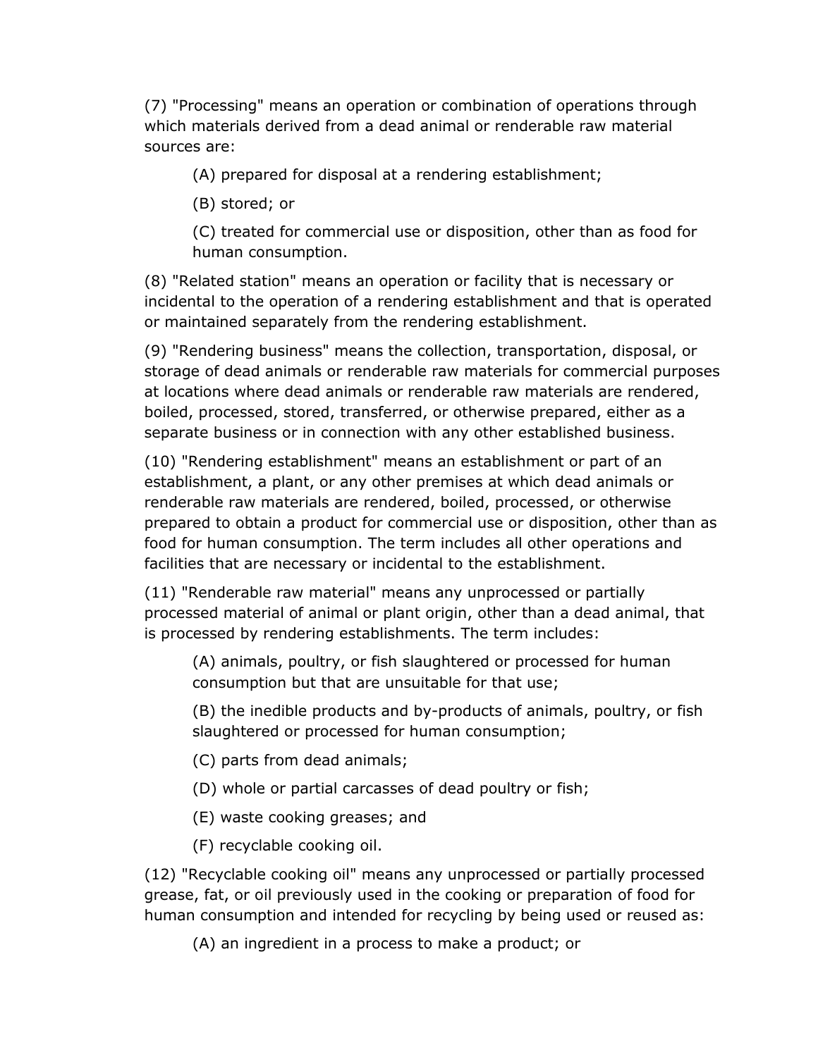(7) "Processing" means an operation or combination of operations through which materials derived from a dead animal or renderable raw material sources are:

(A) prepared for disposal at a rendering establishment;

(B) stored; or

(C) treated for commercial use or disposition, other than as food for human consumption.

(8) "Related station" means an operation or facility that is necessary or incidental to the operation of a rendering establishment and that is operated or maintained separately from the rendering establishment.

(9) "Rendering business" means the collection, transportation, disposal, or storage of dead animals or renderable raw materials for commercial purposes at locations where dead animals or renderable raw materials are rendered, boiled, processed, stored, transferred, or otherwise prepared, either as a separate business or in connection with any other established business.

(10) "Rendering establishment" means an establishment or part of an establishment, a plant, or any other premises at which dead animals or renderable raw materials are rendered, boiled, processed, or otherwise prepared to obtain a product for commercial use or disposition, other than as food for human consumption. The term includes all other operations and facilities that are necessary or incidental to the establishment.

(11) "Renderable raw material" means any unprocessed or partially processed material of animal or plant origin, other than a dead animal, that is processed by rendering establishments. The term includes:

(A) animals, poultry, or fish slaughtered or processed for human consumption but that are unsuitable for that use;

(B) the inedible products and by-products of animals, poultry, or fish slaughtered or processed for human consumption;

(C) parts from dead animals;

(D) whole or partial carcasses of dead poultry or fish;

(E) waste cooking greases; and

(F) recyclable cooking oil.

(12) "Recyclable cooking oil" means any unprocessed or partially processed grease, fat, or oil previously used in the cooking or preparation of food for human consumption and intended for recycling by being used or reused as:

(A) an ingredient in a process to make a product; or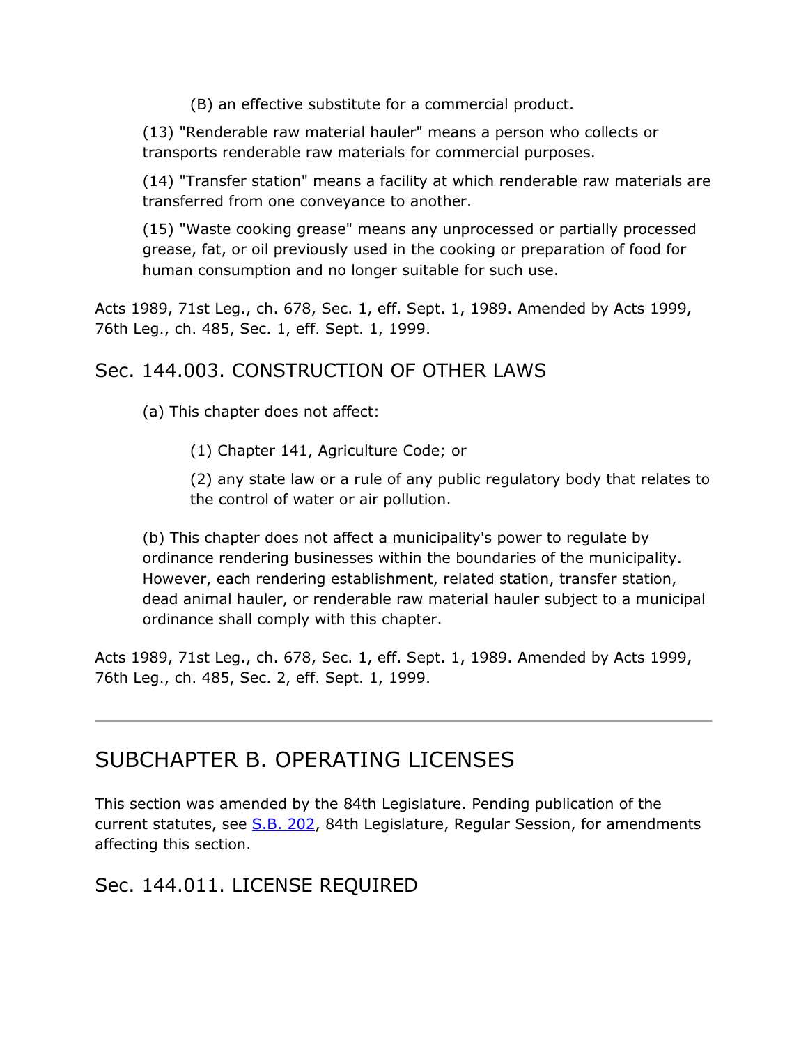(B) an effective substitute for a commercial product.

(13) "Renderable raw material hauler" means a person who collects or transports renderable raw materials for commercial purposes.

(14) "Transfer station" means a facility at which renderable raw materials are transferred from one conveyance to another.

(15) "Waste cooking grease" means any unprocessed or partially processed grease, fat, or oil previously used in the cooking or preparation of food for human consumption and no longer suitable for such use.

Acts 1989, 71st Leg., ch. 678, Sec. 1, eff. Sept. 1, 1989. Amended by Acts 1999, 76th Leg., ch. 485, Sec. 1, eff. Sept. 1, 1999.

### Sec. 144.003. CONSTRUCTION OF OTHER LAWS

(a) This chapter does not affect:

(1) Chapter 141, Agriculture Code; or

(2) any state law or a rule of any public regulatory body that relates to the control of water or air pollution.

(b) This chapter does not affect a municipality's power to regulate by ordinance rendering businesses within the boundaries of the municipality. However, each rendering establishment, related station, transfer station, dead animal hauler, or renderable raw material hauler subject to a municipal ordinance shall comply with this chapter.

Acts 1989, 71st Leg., ch. 678, Sec. 1, eff. Sept. 1, 1989. Amended by Acts 1999, 76th Leg., ch. 485, Sec. 2, eff. Sept. 1, 1999.

---

## SUBCHAPTER B. OPERATING LICENSES

This section was amended by the 84th Legislature. Pending publication of the current statutes, see S.B. 202, 84th Legislature, Regular Session, for amendments affecting this section.

### Sec. 144.011. LICENSE REQUIRED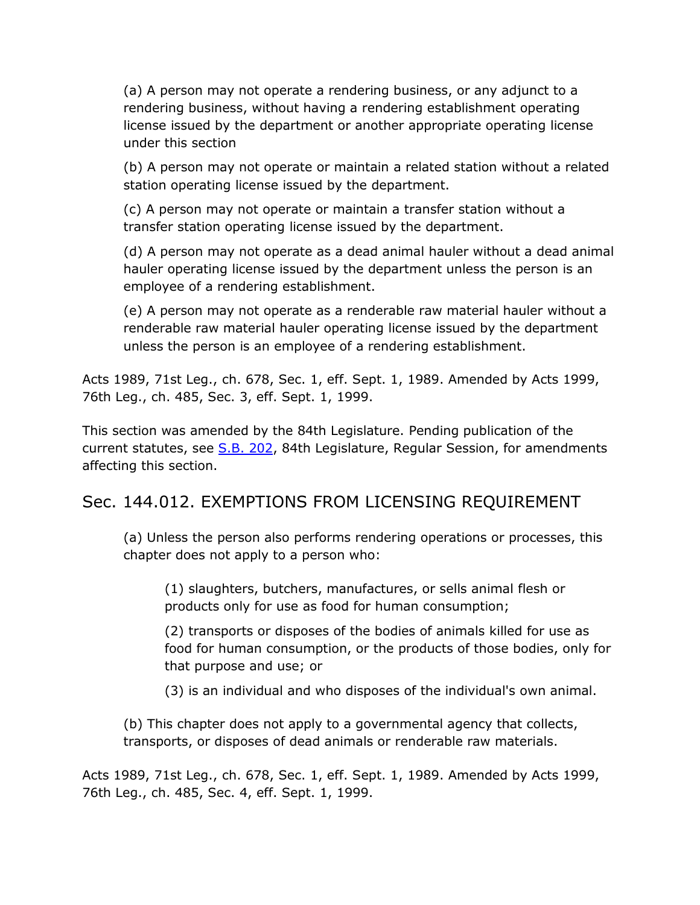(a) A person may not operate a rendering business, or any adjunct to a rendering business, without having a rendering establishment operating license issued by the department or another appropriate operating license under this section

(b) A person may not operate or maintain a related station without a related station operating license issued by the department.

(c) A person may not operate or maintain a transfer station without a transfer station operating license issued by the department.

(d) A person may not operate as a dead animal hauler without a dead animal hauler operating license issued by the department unless the person is an employee of a rendering establishment.

(e) A person may not operate as a renderable raw material hauler without a renderable raw material hauler operating license issued by the department unless the person is an employee of a rendering establishment.

Acts 1989, 71st Leg., ch. 678, Sec. 1, eff. Sept. 1, 1989. Amended by Acts 1999, 76th Leg., ch. 485, Sec. 3, eff. Sept. 1, 1999.

This section was amended by the 84th Legislature. Pending publication of the current statutes, see S.B. 202, 84th Legislature, Regular Session, for amendments affecting this section.

## Sec. 144.012. EXEMPTIONS FROM LICENSING REQUIREMENT

(a) Unless the person also performs rendering operations or processes, this chapter does not apply to a person who:

(1) slaughters, butchers, manufactures, or sells animal flesh or products only for use as food for human consumption;

(2) transports or disposes of the bodies of animals killed for use as food for human consumption, or the products of those bodies, only for that purpose and use; or

(3) is an individual and who disposes of the individual's own animal.

(b) This chapter does not apply to a governmental agency that collects, transports, or disposes of dead animals or renderable raw materials.

Acts 1989, 71st Leg., ch. 678, Sec. 1, eff. Sept. 1, 1989. Amended by Acts 1999, 76th Leg., ch. 485, Sec. 4, eff. Sept. 1, 1999.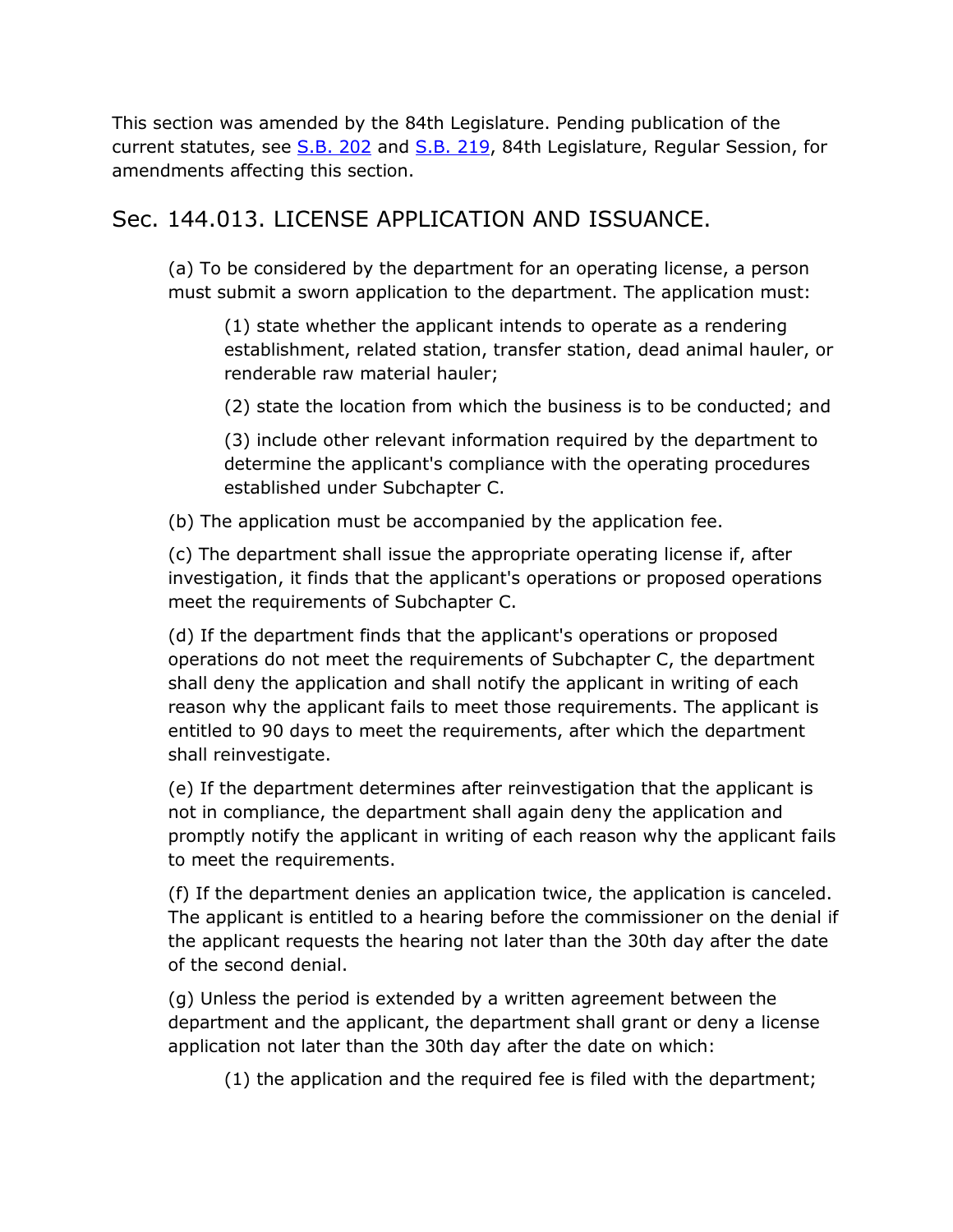This section was amended by the 84th Legislature. Pending publication of the current statutes, see S.B. 202 and S.B. 219, 84th Legislature, Regular Session, for amendments affecting this section.

## Sec. 144.013. LICENSE APPLICATION AND ISSUANCE.

(a) To be considered by the department for an operating license, a person must submit a sworn application to the department. The application must:

(1) state whether the applicant intends to operate as a rendering establishment, related station, transfer station, dead animal hauler, or renderable raw material hauler;

(2) state the location from which the business is to be conducted; and

(3) include other relevant information required by the department to determine the applicant's compliance with the operating procedures established under Subchapter C.

(b) The application must be accompanied by the application fee.

(c) The department shall issue the appropriate operating license if, after investigation, it finds that the applicant's operations or proposed operations meet the requirements of Subchapter C.

(d) If the department finds that the applicant's operations or proposed operations do not meet the requirements of Subchapter C, the department shall deny the application and shall notify the applicant in writing of each reason why the applicant fails to meet those requirements. The applicant is entitled to 90 days to meet the requirements, after which the department shall reinvestigate.

(e) If the department determines after reinvestigation that the applicant is not in compliance, the department shall again deny the application and promptly notify the applicant in writing of each reason why the applicant fails to meet the requirements.

(f) If the department denies an application twice, the application is canceled. The applicant is entitled to a hearing before the commissioner on the denial if the applicant requests the hearing not later than the 30th day after the date of the second denial.

(g) Unless the period is extended by a written agreement between the department and the applicant, the department shall grant or deny a license application not later than the 30th day after the date on which:

(1) the application and the required fee is filed with the department;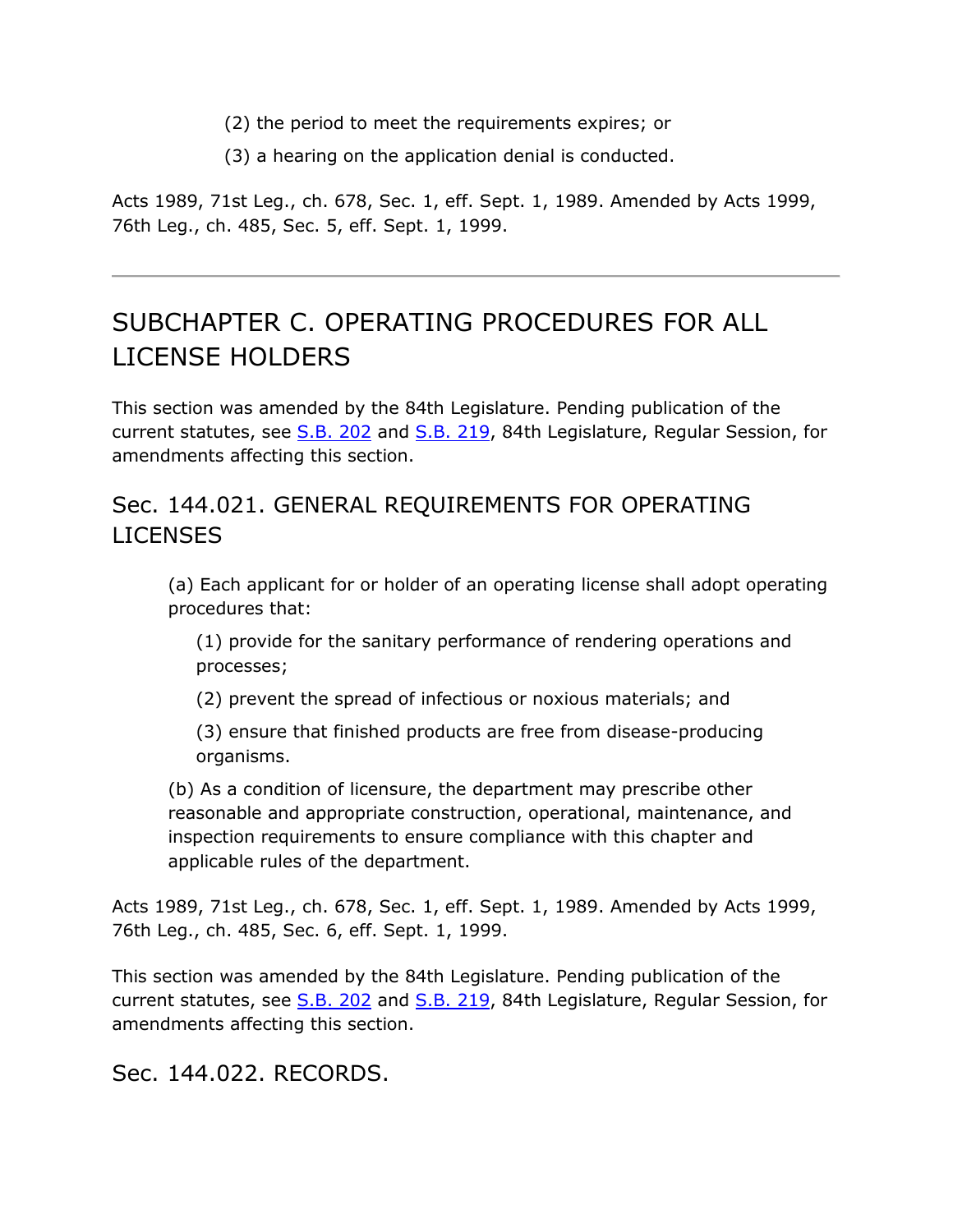(2) the period to meet the requirements expires; or

(3) a hearing on the application denial is conducted.

Acts 1989, 71st Leg., ch. 678, Sec. 1, eff. Sept. 1, 1989. Amended by Acts 1999, 76th Leg., ch. 485, Sec. 5, eff. Sept. 1, 1999.

---

## SUBCHAPTER C. OPERATING PROCEDURES FOR ALL LICENSE HOLDERS

This section was amended by the 84th Legislature. Pending publication of the current statutes, see S.B. 202 and S.B. 219, 84th Legislature, Regular Session, for amendments affecting this section.

### Sec. 144.021. GENERAL REQUIREMENTS FOR OPERATING LICENSES

(a) Each applicant for or holder of an operating license shall adopt operating procedures that:

(1) provide for the sanitary performance of rendering operations and processes;

(2) prevent the spread of infectious or noxious materials; and

(3) ensure that finished products are free from disease-producing organisms.

(b) As a condition of licensure, the department may prescribe other reasonable and appropriate construction, operational, maintenance, and inspection requirements to ensure compliance with this chapter and applicable rules of the department.

Acts 1989, 71st Leg., ch. 678, Sec. 1, eff. Sept. 1, 1989. Amended by Acts 1999, 76th Leg., ch. 485, Sec. 6, eff. Sept. 1, 1999.

This section was amended by the 84th Legislature. Pending publication of the current statutes, see S.B. 202 and S.B. 219, 84th Legislature, Regular Session, for amendments affecting this section.

### Sec. 144.022. RECORDS.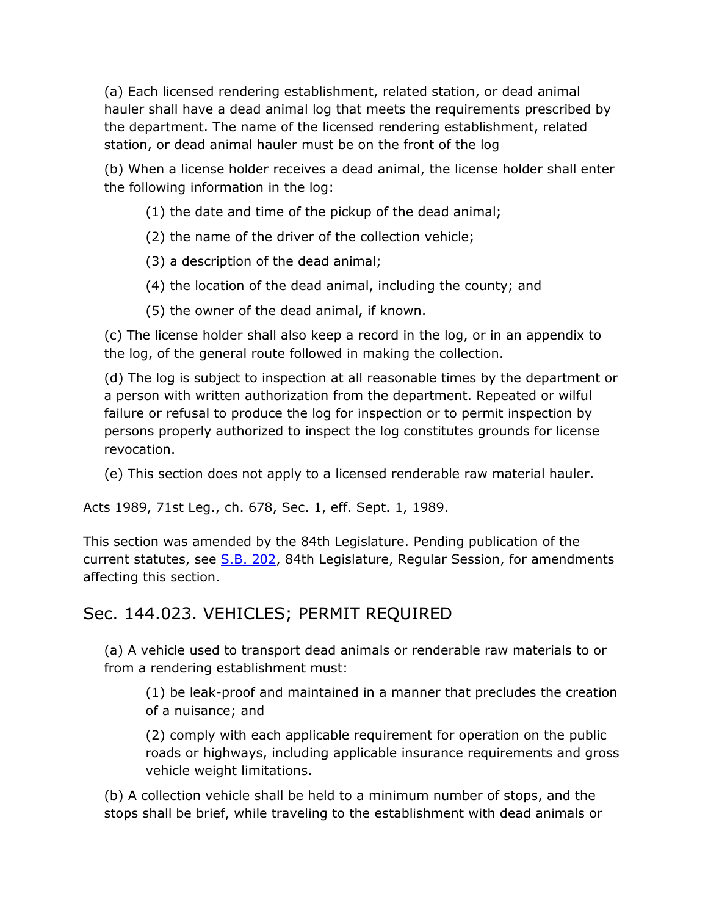(a) Each licensed rendering establishment, related station, or dead animal hauler shall have a dead animal log that meets the requirements prescribed by the department. The name of the licensed rendering establishment, related station, or dead animal hauler must be on the front of the log

(b) When a license holder receives a dead animal, the license holder shall enter the following information in the log:

(1) the date and time of the pickup of the dead animal;

(2) the name of the driver of the collection vehicle;

(3) a description of the dead animal;

(4) the location of the dead animal, including the county; and

(5) the owner of the dead animal, if known.

(c) The license holder shall also keep a record in the log, or in an appendix to the log, of the general route followed in making the collection.

(d) The log is subject to inspection at all reasonable times by the department or a person with written authorization from the department. Repeated or wilful failure or refusal to produce the log for inspection or to permit inspection by persons properly authorized to inspect the log constitutes grounds for license revocation.

(e) This section does not apply to a licensed renderable raw material hauler.

Acts 1989, 71st Leg., ch. 678, Sec. 1, eff. Sept. 1, 1989.

This section was amended by the 84th Legislature. Pending publication of the current statutes, see S.B. 202, 84th Legislature, Regular Session, for amendments affecting this section.

## Sec. 144.023. VEHICLES; PERMIT REQUIRED

(a) A vehicle used to transport dead animals or renderable raw materials to or from a rendering establishment must:

(1) be leak-proof and maintained in a manner that precludes the creation of a nuisance; and

(2) comply with each applicable requirement for operation on the public roads or highways, including applicable insurance requirements and gross vehicle weight limitations.

(b) A collection vehicle shall be held to a minimum number of stops, and the stops shall be brief, while traveling to the establishment with dead animals or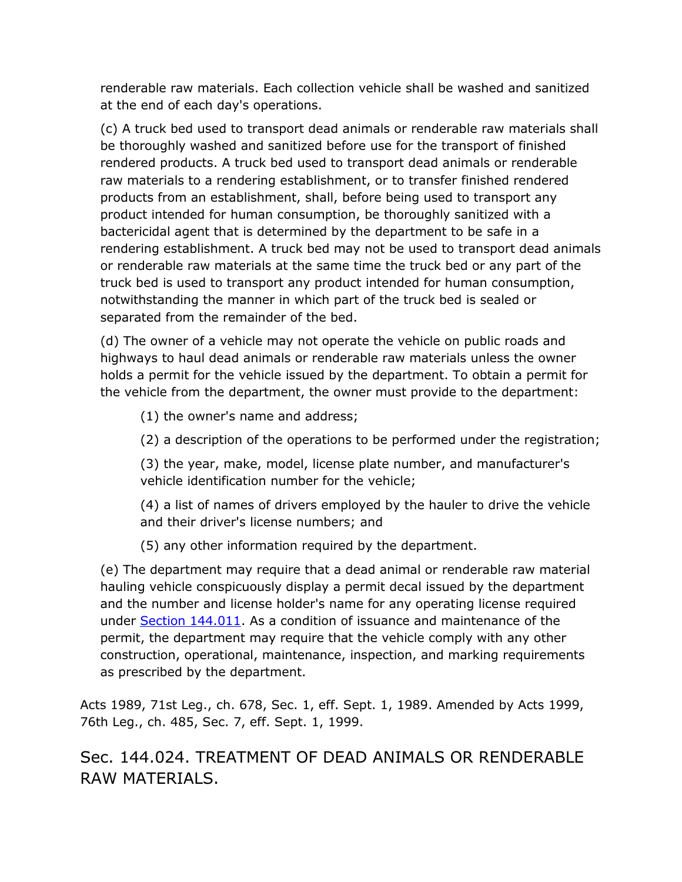renderable raw materials. Each collection vehicle shall be washed and sanitized at the end of each day's operations.

(c) A truck bed used to transport dead animals or renderable raw materials shall be thoroughly washed and sanitized before use for the transport of finished rendered products. A truck bed used to transport dead animals or renderable raw materials to a rendering establishment, or to transfer finished rendered products from an establishment, shall, before being used to transport any product intended for human consumption, be thoroughly sanitized with a bactericidal agent that is determined by the department to be safe in a rendering establishment. A truck bed may not be used to transport dead animals or renderable raw materials at the same time the truck bed or any part of the truck bed is used to transport any product intended for human consumption, notwithstanding the manner in which part of the truck bed is sealed or separated from the remainder of the bed.

(d) The owner of a vehicle may not operate the vehicle on public roads and highways to haul dead animals or renderable raw materials unless the owner holds a permit for the vehicle issued by the department. To obtain a permit for the vehicle from the department, the owner must provide to the department:

(1) the owner's name and address;

(2) a description of the operations to be performed under the registration;

(3) the year, make, model, license plate number, and manufacturer's vehicle identification number for the vehicle;

(4) a list of names of drivers employed by the hauler to drive the vehicle and their driver's license numbers; and

(5) any other information required by the department.

(e) The department may require that a dead animal or renderable raw material hauling vehicle conspicuously display a permit decal issued by the department and the number and license holder's name for any operating license required under Section 144.011. As a condition of issuance and maintenance of the permit, the department may require that the vehicle comply with any other construction, operational, maintenance, inspection, and marking requirements as prescribed by the department.

Acts 1989, 71st Leg., ch. 678, Sec. 1, eff. Sept. 1, 1989. Amended by Acts 1999, 76th Leg., ch. 485, Sec. 7, eff. Sept. 1, 1999.

## Sec. 144.024. TREATMENT OF DEAD ANIMALS OR RENDERABLE RAW MATERIALS.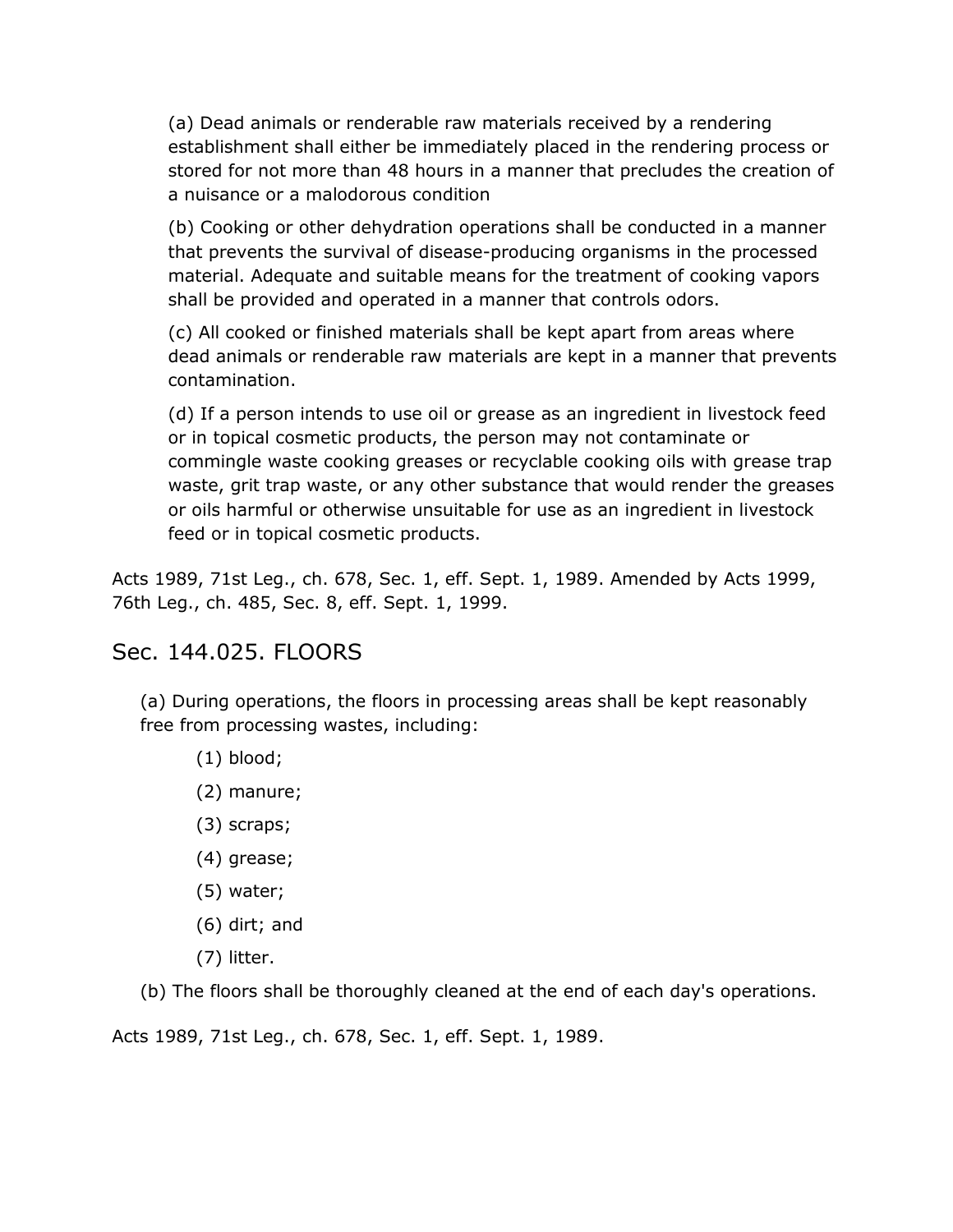(a) Dead animals or renderable raw materials received by a rendering establishment shall either be immediately placed in the rendering process or stored for not more than 48 hours in a manner that precludes the creation of a nuisance or a malodorous condition

(b) Cooking or other dehydration operations shall be conducted in a manner that prevents the survival of disease-producing organisms in the processed material. Adequate and suitable means for the treatment of cooking vapors shall be provided and operated in a manner that controls odors.

(c) All cooked or finished materials shall be kept apart from areas where dead animals or renderable raw materials are kept in a manner that prevents contamination.

(d) If a person intends to use oil or grease as an ingredient in livestock feed or in topical cosmetic products, the person may not contaminate or commingle waste cooking greases or recyclable cooking oils with grease trap waste, grit trap waste, or any other substance that would render the greases or oils harmful or otherwise unsuitable for use as an ingredient in livestock feed or in topical cosmetic products.

Acts 1989, 71st Leg., ch. 678, Sec. 1, eff. Sept. 1, 1989. Amended by Acts 1999, 76th Leg., ch. 485, Sec. 8, eff. Sept. 1, 1999.

## Sec. 144.025. FLOORS

(a) During operations, the floors in processing areas shall be kept reasonably free from processing wastes, including:

(1) blood;

(2) manure;

(3) scraps;

(4) grease;

(5) water;

(6) dirt; and

(7) litter.

(b) The floors shall be thoroughly cleaned at the end of each day's operations.

Acts 1989, 71st Leg., ch. 678, Sec. 1, eff. Sept. 1, 1989.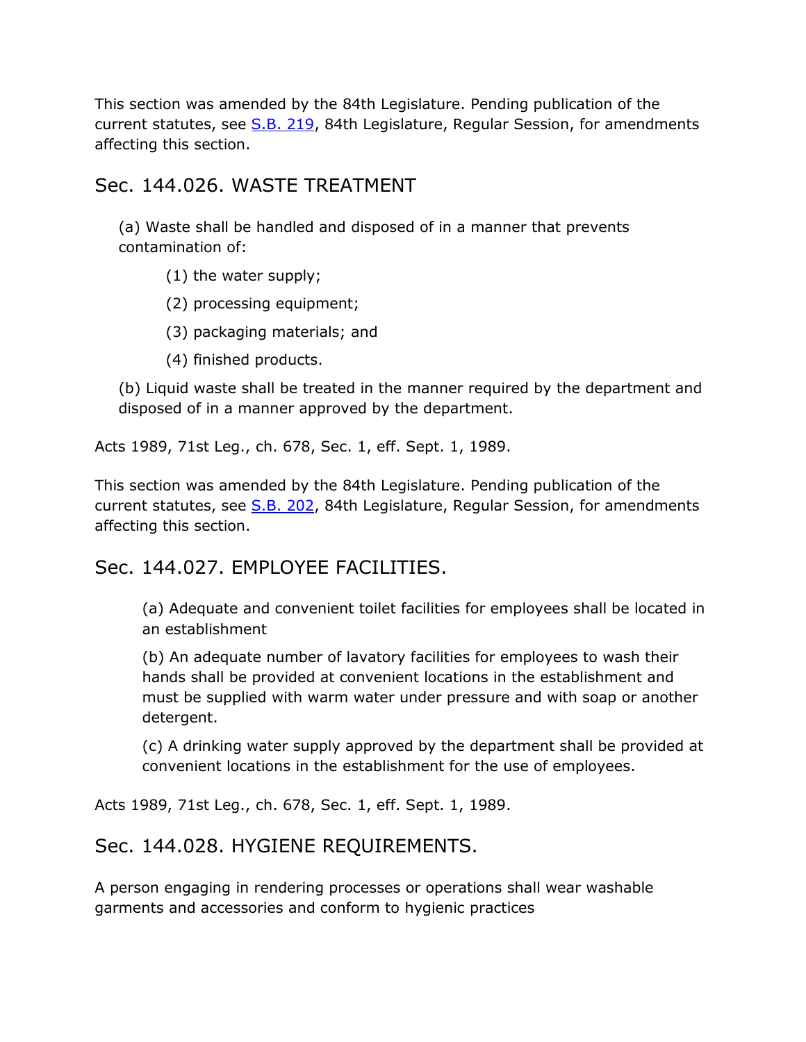This section was amended by the 84th Legislature. Pending publication of the current statutes, see S.B. 219, 84th Legislature, Regular Session, for amendments affecting this section.

## Sec. 144.026. WASTE TREATMENT

(a) Waste shall be handled and disposed of in a manner that prevents contamination of:

(1) the water supply;

(2) processing equipment;

(3) packaging materials; and

(4) finished products.

(b) Liquid waste shall be treated in the manner required by the department and disposed of in a manner approved by the department.

Acts 1989, 71st Leg., ch. 678, Sec. 1, eff. Sept. 1, 1989.

This section was amended by the 84th Legislature. Pending publication of the current statutes, see S.B. 202, 84th Legislature, Regular Session, for amendments affecting this section.

## Sec. 144.027. EMPLOYEE FACILITIES.

(a) Adequate and convenient toilet facilities for employees shall be located in an establishment

(b) An adequate number of lavatory facilities for employees to wash their hands shall be provided at convenient locations in the establishment and must be supplied with warm water under pressure and with soap or another detergent.

(c) A drinking water supply approved by the department shall be provided at convenient locations in the establishment for the use of employees.

Acts 1989, 71st Leg., ch. 678, Sec. 1, eff. Sept. 1, 1989.

## Sec. 144.028. HYGIENE REQUIREMENTS.

A person engaging in rendering processes or operations shall wear washable garments and accessories and conform to hygienic practices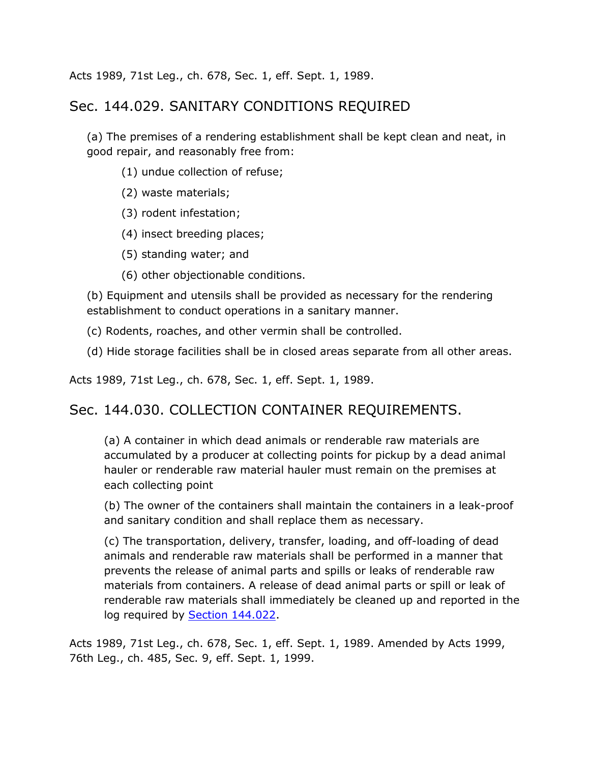Acts 1989, 71st Leg., ch. 678, Sec. 1, eff. Sept. 1, 1989.

## Sec. 144.029. SANITARY CONDITIONS REQUIRED

(a) The premises of a rendering establishment shall be kept clean and neat, in good repair, and reasonably free from:

(1) undue collection of refuse;

(2) waste materials;

(3) rodent infestation;

(4) insect breeding places;

(5) standing water; and

(6) other objectionable conditions.

(b) Equipment and utensils shall be provided as necessary for the rendering establishment to conduct operations in a sanitary manner.

(c) Rodents, roaches, and other vermin shall be controlled.

(d) Hide storage facilities shall be in closed areas separate from all other areas.

Acts 1989, 71st Leg., ch. 678, Sec. 1, eff. Sept. 1, 1989.

## Sec. 144.030. COLLECTION CONTAINER REQUIREMENTS.

(a) A container in which dead animals or renderable raw materials are accumulated by a producer at collecting points for pickup by a dead animal hauler or renderable raw material hauler must remain on the premises at each collecting point

(b) The owner of the containers shall maintain the containers in a leak-proof and sanitary condition and shall replace them as necessary.

(c) The transportation, delivery, transfer, loading, and off-loading of dead animals and renderable raw materials shall be performed in a manner that prevents the release of animal parts and spills or leaks of renderable raw materials from containers. A release of dead animal parts or spill or leak of renderable raw materials shall immediately be cleaned up and reported in the log required by Section 144.022.

Acts 1989, 71st Leg., ch. 678, Sec. 1, eff. Sept. 1, 1989. Amended by Acts 1999, 76th Leg., ch. 485, Sec. 9, eff. Sept. 1, 1999.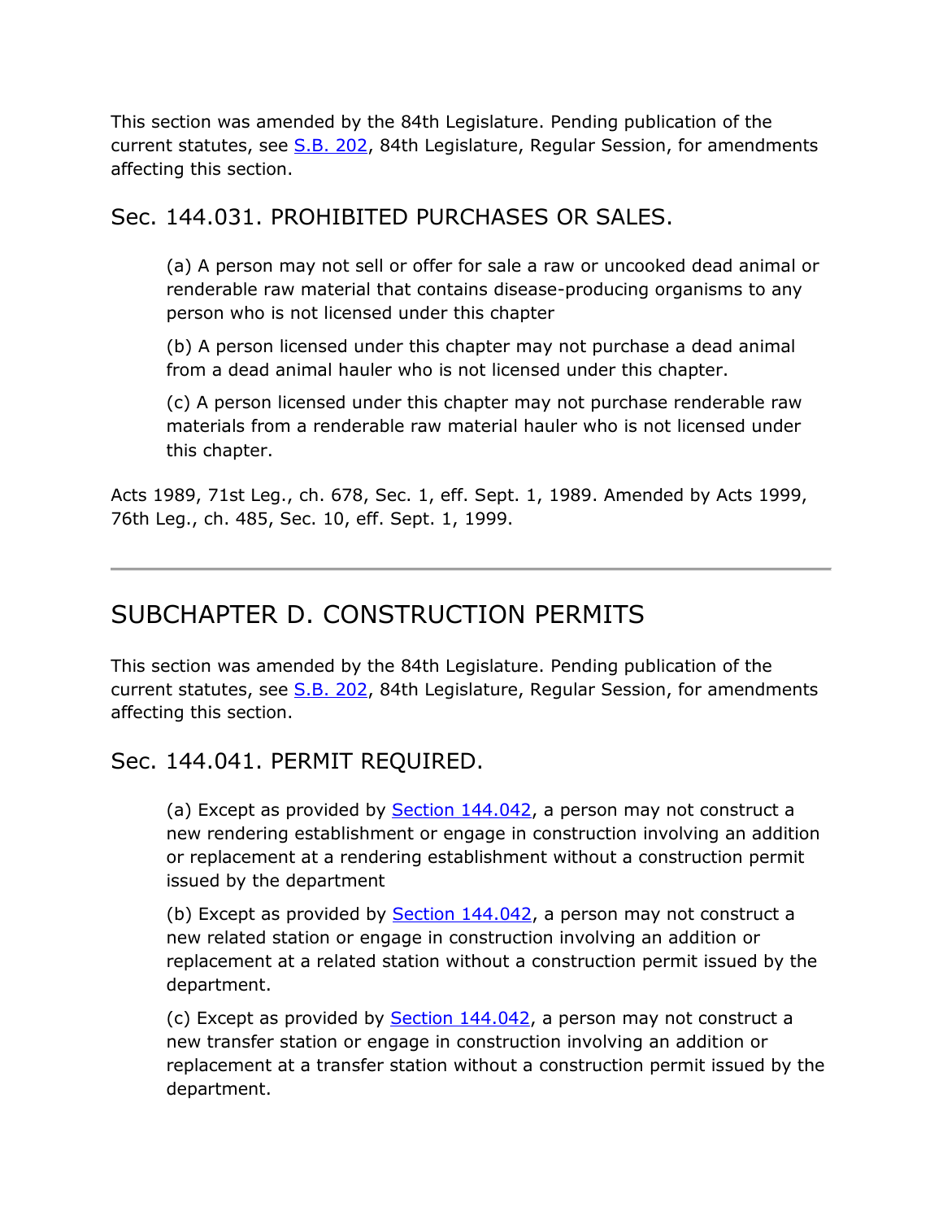This section was amended by the 84th Legislature. Pending publication of the current statutes, see S.B. 202, 84th Legislature, Regular Session, for amendments affecting this section.

### Sec. 144.031. PROHIBITED PURCHASES OR SALES.

(a) A person may not sell or offer for sale a raw or uncooked dead animal or renderable raw material that contains disease-producing organisms to any person who is not licensed under this chapter

(b) A person licensed under this chapter may not purchase a dead animal from a dead animal hauler who is not licensed under this chapter.

(c) A person licensed under this chapter may not purchase renderable raw materials from a renderable raw material hauler who is not licensed under this chapter.

Acts 1989, 71st Leg., ch. 678, Sec. 1, eff. Sept. 1, 1989. Amended by Acts 1999, 76th Leg., ch. 485, Sec. 10, eff. Sept. 1, 1999.

---

## SUBCHAPTER D. CONSTRUCTION PERMITS

This section was amended by the 84th Legislature. Pending publication of the current statutes, see S.B. 202, 84th Legislature, Regular Session, for amendments affecting this section.

### Sec. 144.041. PERMIT REQUIRED.

(a) Except as provided by Section 144.042, a person may not construct a new rendering establishment or engage in construction involving an addition or replacement at a rendering establishment without a construction permit issued by the department

(b) Except as provided by Section 144.042, a person may not construct a new related station or engage in construction involving an addition or replacement at a related station without a construction permit issued by the department.

(c) Except as provided by Section 144.042, a person may not construct a new transfer station or engage in construction involving an addition or replacement at a transfer station without a construction permit issued by the department.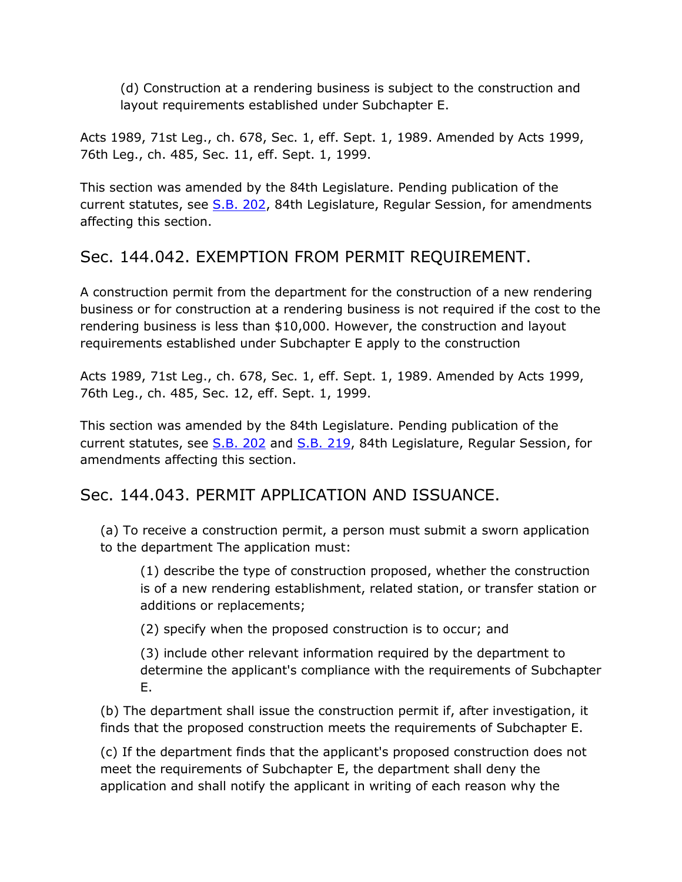(d) Construction at a rendering business is subject to the construction and layout requirements established under Subchapter E.

Acts 1989, 71st Leg., ch. 678, Sec. 1, eff. Sept. 1, 1989. Amended by Acts 1999, 76th Leg., ch. 485, Sec. 11, eff. Sept. 1, 1999.

This section was amended by the 84th Legislature. Pending publication of the current statutes, see S.B. 202, 84th Legislature, Regular Session, for amendments affecting this section.

## Sec. 144.042. EXEMPTION FROM PERMIT REQUIREMENT.

A construction permit from the department for the construction of a new rendering business or for construction at a rendering business is not required if the cost to the rendering business is less than $10,000. However, the construction and layout requirements established under Subchapter E apply to the construction

Acts 1989, 71st Leg., ch. 678, Sec. 1, eff. Sept. 1, 1989. Amended by Acts 1999, 76th Leg., ch. 485, Sec. 12, eff. Sept. 1, 1999.

This section was amended by the 84th Legislature. Pending publication of the current statutes, see S.B. 202 and S.B. 219, 84th Legislature, Regular Session, for amendments affecting this section.

## Sec. 144.043. PERMIT APPLICATION AND ISSUANCE.

(a) To receive a construction permit, a person must submit a sworn application to the department The application must:

(1) describe the type of construction proposed, whether the construction is of a new rendering establishment, related station, or transfer station or additions or replacements;

(2) specify when the proposed construction is to occur; and

(3) include other relevant information required by the department to determine the applicant's compliance with the requirements of Subchapter E.

(b) The department shall issue the construction permit if, after investigation, it finds that the proposed construction meets the requirements of Subchapter E.

(c) If the department finds that the applicant's proposed construction does not meet the requirements of Subchapter E, the department shall deny the application and shall notify the applicant in writing of each reason why the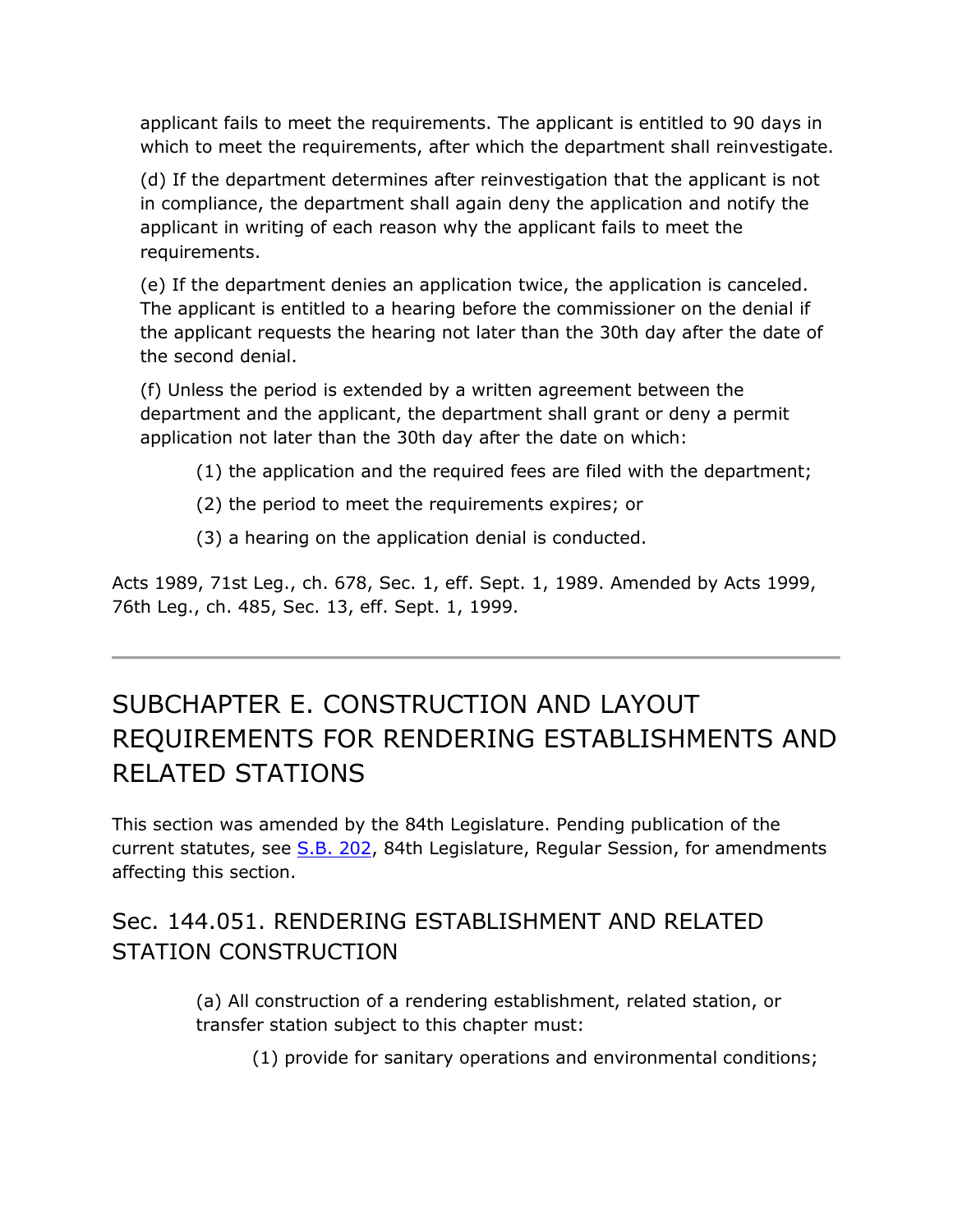applicant fails to meet the requirements. The applicant is entitled to 90 days in which to meet the requirements, after which the department shall reinvestigate.

(d) If the department determines after reinvestigation that the applicant is not in compliance, the department shall again deny the application and notify the applicant in writing of each reason why the applicant fails to meet the requirements.

(e) If the department denies an application twice, the application is canceled. The applicant is entitled to a hearing before the commissioner on the denial if the applicant requests the hearing not later than the 30th day after the date of the second denial.

(f) Unless the period is extended by a written agreement between the department and the applicant, the department shall grant or deny a permit application not later than the 30th day after the date on which:

(1) the application and the required fees are filed with the department;

(2) the period to meet the requirements expires; or

(3) a hearing on the application denial is conducted.

Acts 1989, 71st Leg., ch. 678, Sec. 1, eff. Sept. 1, 1989. Amended by Acts 1999, 76th Leg., ch. 485, Sec. 13, eff. Sept. 1, 1999.

---

## SUBCHAPTER E. CONSTRUCTION AND LAYOUT REQUIREMENTS FOR RENDERING ESTABLISHMENTS AND RELATED STATIONS

This section was amended by the 84th Legislature. Pending publication of the current statutes, see S.B. 202, 84th Legislature, Regular Session, for amendments affecting this section.

### Sec. 144.051. RENDERING ESTABLISHMENT AND RELATED STATION CONSTRUCTION

(a) All construction of a rendering establishment, related station, or transfer station subject to this chapter must:

(1) provide for sanitary operations and environmental conditions;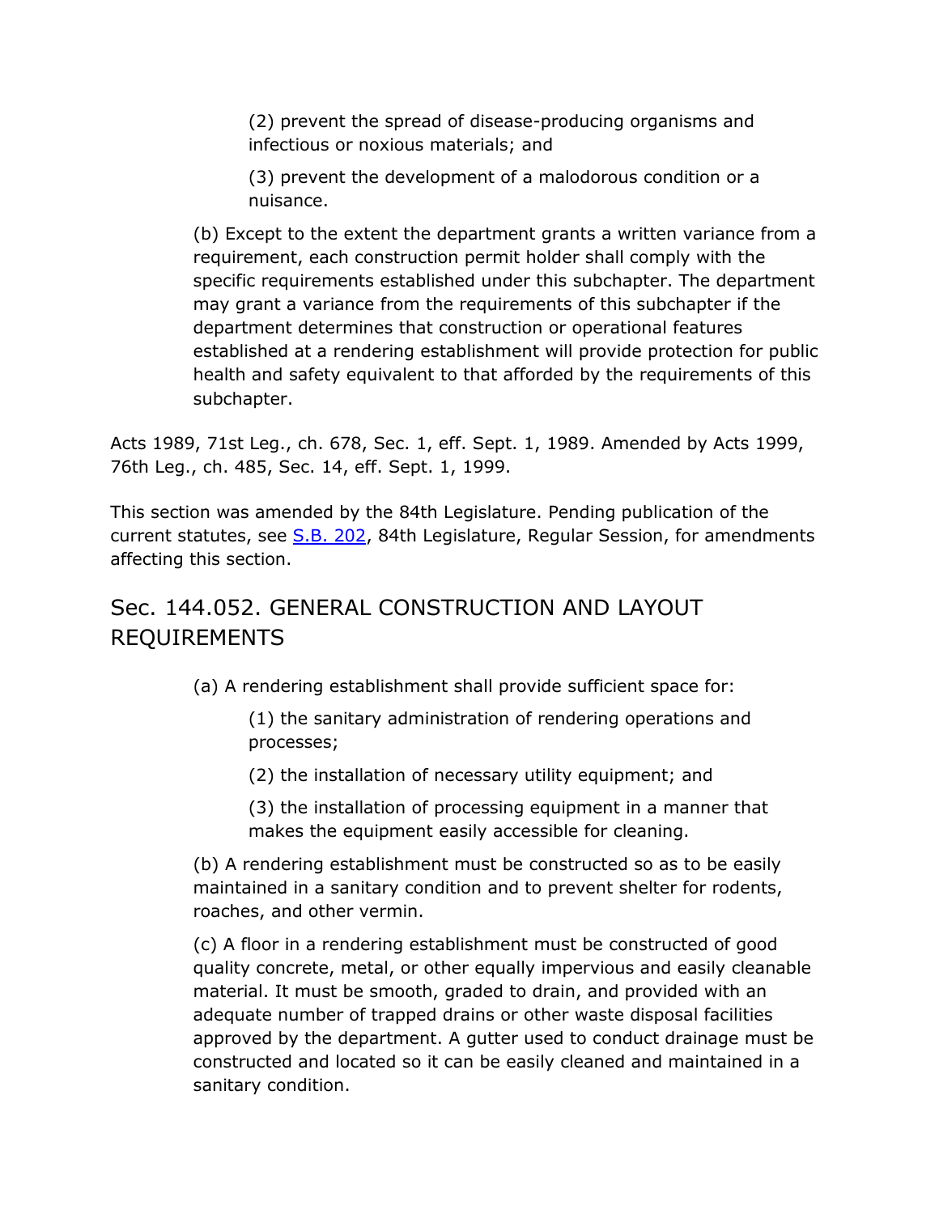(2) prevent the spread of disease-producing organisms and infectious or noxious materials; and

(3) prevent the development of a malodorous condition or a nuisance.

(b) Except to the extent the department grants a written variance from a requirement, each construction permit holder shall comply with the specific requirements established under this subchapter. The department may grant a variance from the requirements of this subchapter if the department determines that construction or operational features established at a rendering establishment will provide protection for public health and safety equivalent to that afforded by the requirements of this subchapter.

Acts 1989, 71st Leg., ch. 678, Sec. 1, eff. Sept. 1, 1989. Amended by Acts 1999, 76th Leg., ch. 485, Sec. 14, eff. Sept. 1, 1999.

This section was amended by the 84th Legislature. Pending publication of the current statutes, see S.B. 202, 84th Legislature, Regular Session, for amendments affecting this section.

## Sec. 144.052. GENERAL CONSTRUCTION AND LAYOUT REQUIREMENTS

(a) A rendering establishment shall provide sufficient space for:

(1) the sanitary administration of rendering operations and processes;

(2) the installation of necessary utility equipment; and

(3) the installation of processing equipment in a manner that makes the equipment easily accessible for cleaning.

(b) A rendering establishment must be constructed so as to be easily maintained in a sanitary condition and to prevent shelter for rodents, roaches, and other vermin.

(c) A floor in a rendering establishment must be constructed of good quality concrete, metal, or other equally impervious and easily cleanable material. It must be smooth, graded to drain, and provided with an adequate number of trapped drains or other waste disposal facilities approved by the department. A gutter used to conduct drainage must be constructed and located so it can be easily cleaned and maintained in a sanitary condition.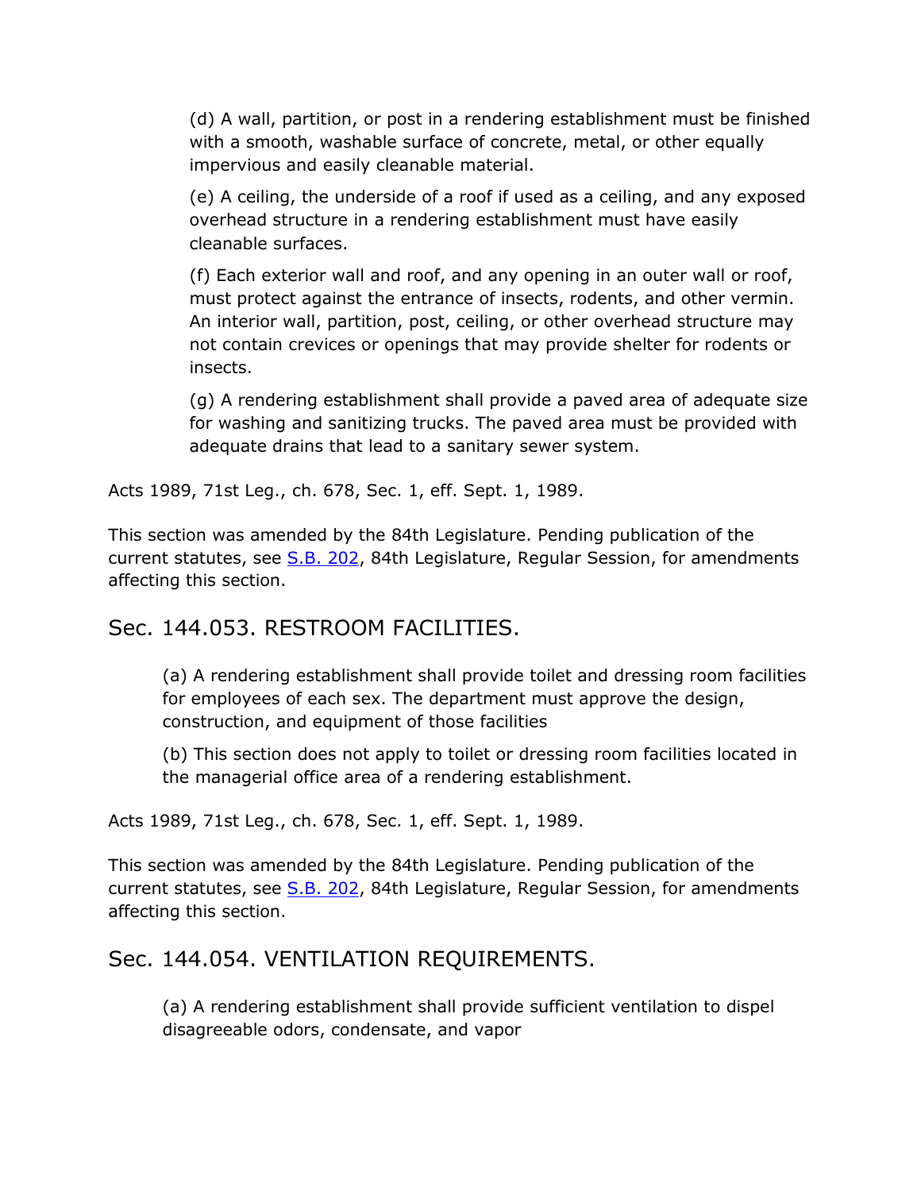(d) A wall, partition, or post in a rendering establishment must be finished with a smooth, washable surface of concrete, metal, or other equally impervious and easily cleanable material.

(e) A ceiling, the underside of a roof if used as a ceiling, and any exposed overhead structure in a rendering establishment must have easily cleanable surfaces.

(f) Each exterior wall and roof, and any opening in an outer wall or roof, must protect against the entrance of insects, rodents, and other vermin. An interior wall, partition, post, ceiling, or other overhead structure may not contain crevices or openings that may provide shelter for rodents or insects.

(g) A rendering establishment shall provide a paved area of adequate size for washing and sanitizing trucks. The paved area must be provided with adequate drains that lead to a sanitary sewer system.

Acts 1989, 71st Leg., ch. 678, Sec. 1, eff. Sept. 1, 1989.

This section was amended by the 84th Legislature. Pending publication of the current statutes, see S.B. 202, 84th Legislature, Regular Session, for amendments affecting this section.

## Sec. 144.053. RESTROOM FACILITIES.

(a) A rendering establishment shall provide toilet and dressing room facilities for employees of each sex. The department must approve the design, construction, and equipment of those facilities

(b) This section does not apply to toilet or dressing room facilities located in the managerial office area of a rendering establishment.

Acts 1989, 71st Leg., ch. 678, Sec. 1, eff. Sept. 1, 1989.

This section was amended by the 84th Legislature. Pending publication of the current statutes, see S.B. 202, 84th Legislature, Regular Session, for amendments affecting this section.

## Sec. 144.054. VENTILATION REQUIREMENTS.

(a) A rendering establishment shall provide sufficient ventilation to dispel disagreeable odors, condensate, and vapor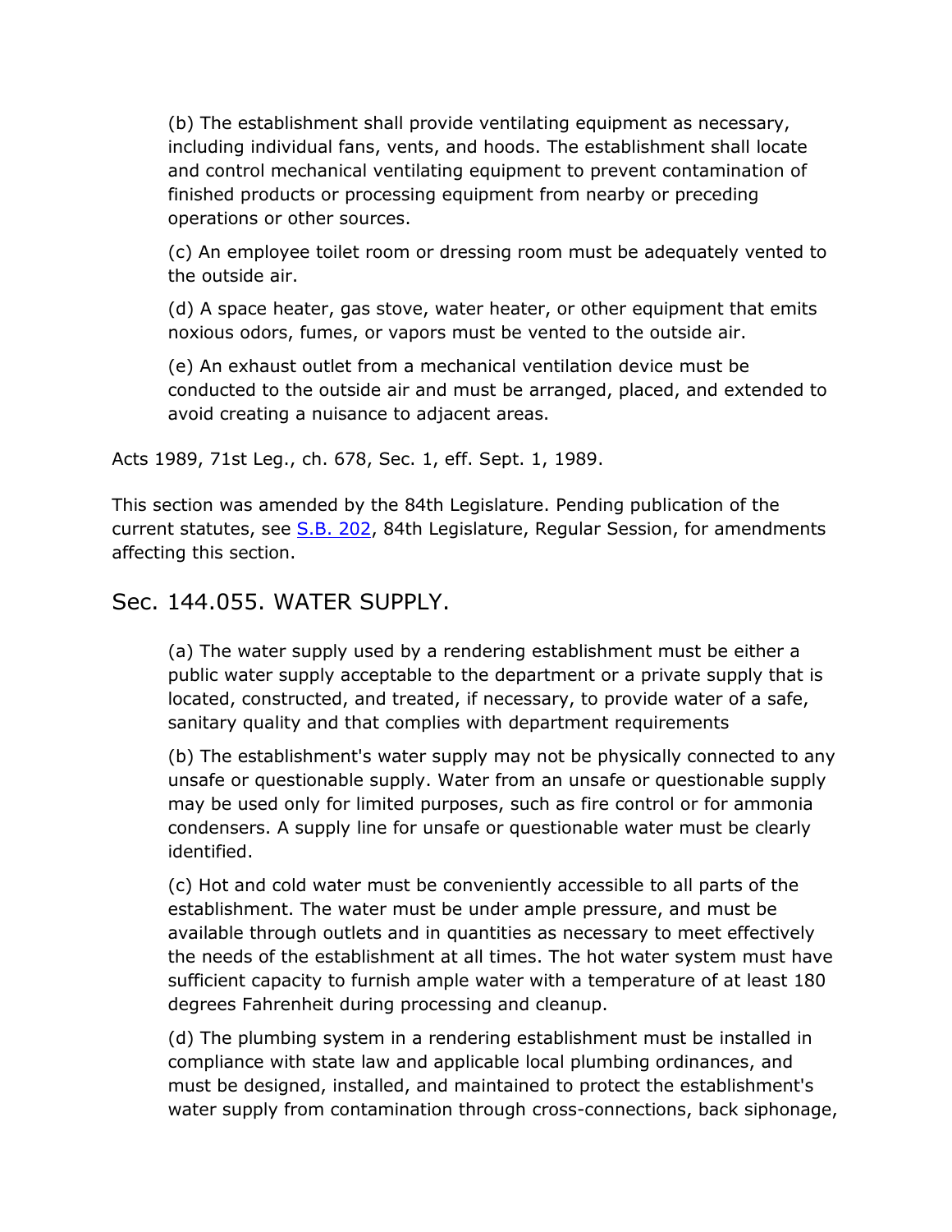(b) The establishment shall provide ventilating equipment as necessary, including individual fans, vents, and hoods. The establishment shall locate and control mechanical ventilating equipment to prevent contamination of finished products or processing equipment from nearby or preceding operations or other sources.

(c) An employee toilet room or dressing room must be adequately vented to the outside air.

(d) A space heater, gas stove, water heater, or other equipment that emits noxious odors, fumes, or vapors must be vented to the outside air.

(e) An exhaust outlet from a mechanical ventilation device must be conducted to the outside air and must be arranged, placed, and extended to avoid creating a nuisance to adjacent areas.

Acts 1989, 71st Leg., ch. 678, Sec. 1, eff. Sept. 1, 1989.

This section was amended by the 84th Legislature. Pending publication of the current statutes, see S.B. 202, 84th Legislature, Regular Session, for amendments affecting this section.

## Sec. 144.055. WATER SUPPLY.

(a) The water supply used by a rendering establishment must be either a public water supply acceptable to the department or a private supply that is located, constructed, and treated, if necessary, to provide water of a safe, sanitary quality and that complies with department requirements

(b) The establishment's water supply may not be physically connected to any unsafe or questionable supply. Water from an unsafe or questionable supply may be used only for limited purposes, such as fire control or for ammonia condensers. A supply line for unsafe or questionable water must be clearly identified.

(c) Hot and cold water must be conveniently accessible to all parts of the establishment. The water must be under ample pressure, and must be available through outlets and in quantities as necessary to meet effectively the needs of the establishment at all times. The hot water system must have sufficient capacity to furnish ample water with a temperature of at least 180 degrees Fahrenheit during processing and cleanup.

(d) The plumbing system in a rendering establishment must be installed in compliance with state law and applicable local plumbing ordinances, and must be designed, installed, and maintained to protect the establishment's water supply from contamination through cross-connections, back siphonage,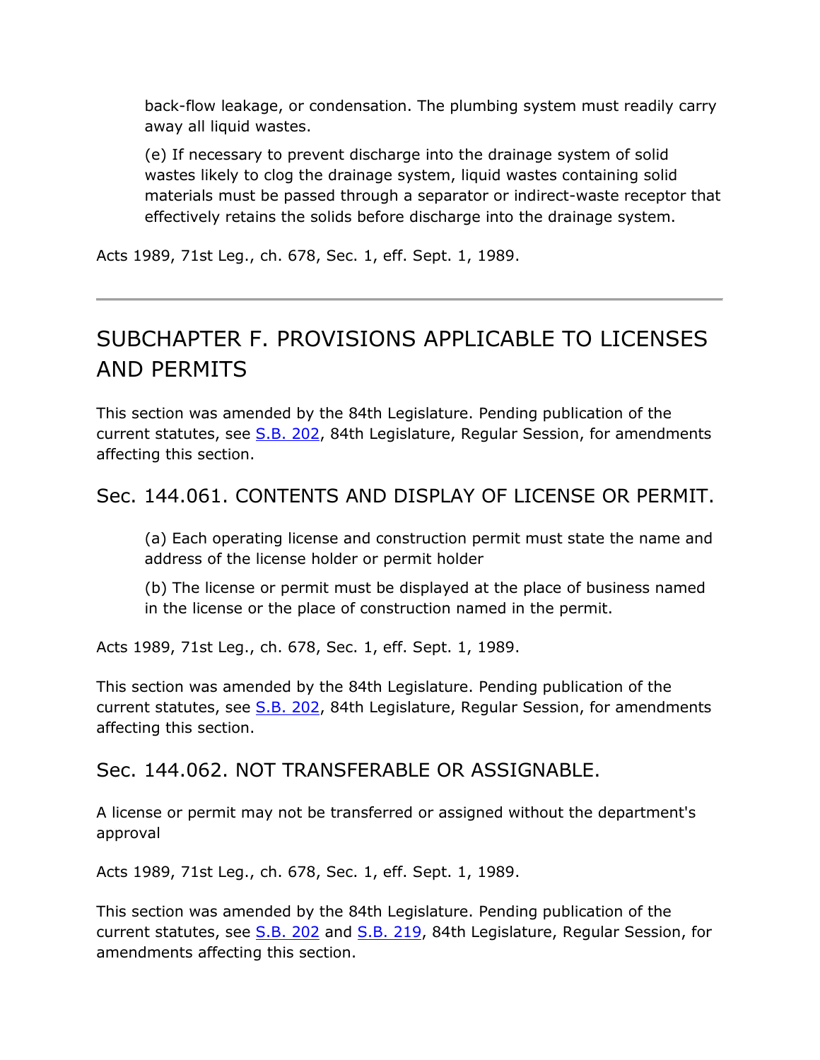back-flow leakage, or condensation. The plumbing system must readily carry away all liquid wastes.

(e) If necessary to prevent discharge into the drainage system of solid wastes likely to clog the drainage system, liquid wastes containing solid materials must be passed through a separator or indirect-waste receptor that effectively retains the solids before discharge into the drainage system.

Acts 1989, 71st Leg., ch. 678, Sec. 1, eff. Sept. 1, 1989.

---

## SUBCHAPTER F. PROVISIONS APPLICABLE TO LICENSES AND PERMITS

This section was amended by the 84th Legislature. Pending publication of the current statutes, see S.B. 202, 84th Legislature, Regular Session, for amendments affecting this section.

### Sec. 144.061. CONTENTS AND DISPLAY OF LICENSE OR PERMIT.

(a) Each operating license and construction permit must state the name and address of the license holder or permit holder

(b) The license or permit must be displayed at the place of business named in the license or the place of construction named in the permit.

Acts 1989, 71st Leg., ch. 678, Sec. 1, eff. Sept. 1, 1989.

This section was amended by the 84th Legislature. Pending publication of the current statutes, see S.B. 202, 84th Legislature, Regular Session, for amendments affecting this section.

### Sec. 144.062. NOT TRANSFERABLE OR ASSIGNABLE.

A license or permit may not be transferred or assigned without the department's approval

Acts 1989, 71st Leg., ch. 678, Sec. 1, eff. Sept. 1, 1989.

This section was amended by the 84th Legislature. Pending publication of the current statutes, see S.B. 202 and S.B. 219, 84th Legislature, Regular Session, for amendments affecting this section.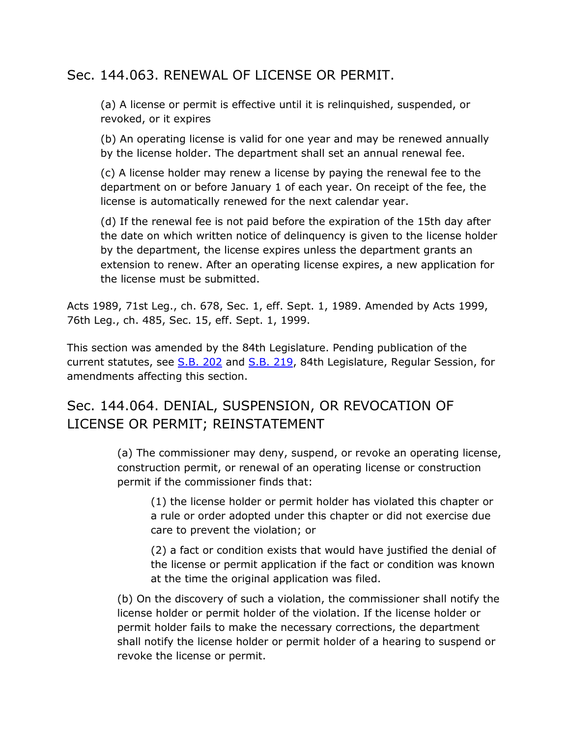## Sec. 144.063. RENEWAL OF LICENSE OR PERMIT.

(a) A license or permit is effective until it is relinquished, suspended, or revoked, or it expires

(b) An operating license is valid for one year and may be renewed annually by the license holder. The department shall set an annual renewal fee.

(c) A license holder may renew a license by paying the renewal fee to the department on or before January 1 of each year. On receipt of the fee, the license is automatically renewed for the next calendar year.

(d) If the renewal fee is not paid before the expiration of the 15th day after the date on which written notice of delinquency is given to the license holder by the department, the license expires unless the department grants an extension to renew. After an operating license expires, a new application for the license must be submitted.

Acts 1989, 71st Leg., ch. 678, Sec. 1, eff. Sept. 1, 1989. Amended by Acts 1999, 76th Leg., ch. 485, Sec. 15, eff. Sept. 1, 1999.

This section was amended by the 84th Legislature. Pending publication of the current statutes, see S.B. 202 and S.B. 219, 84th Legislature, Regular Session, for amendments affecting this section.

## Sec. 144.064. DENIAL, SUSPENSION, OR REVOCATION OF LICENSE OR PERMIT; REINSTATEMENT

(a) The commissioner may deny, suspend, or revoke an operating license, construction permit, or renewal of an operating license or construction permit if the commissioner finds that:

(1) the license holder or permit holder has violated this chapter or a rule or order adopted under this chapter or did not exercise due care to prevent the violation; or

(2) a fact or condition exists that would have justified the denial of the license or permit application if the fact or condition was known at the time the original application was filed.

(b) On the discovery of such a violation, the commissioner shall notify the license holder or permit holder of the violation. If the license holder or permit holder fails to make the necessary corrections, the department shall notify the license holder or permit holder of a hearing to suspend or revoke the license or permit.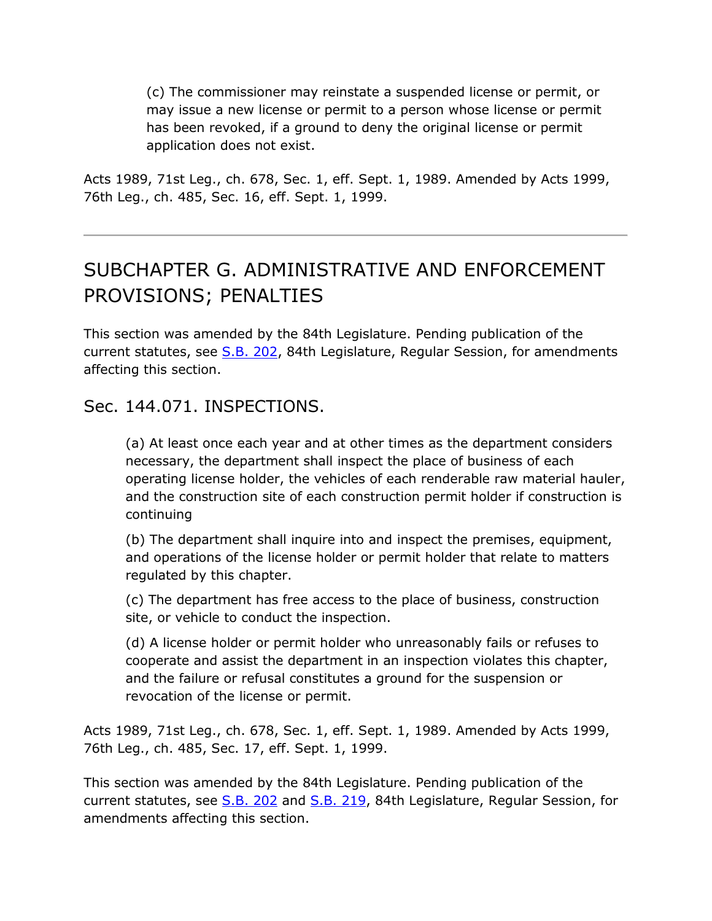(c) The commissioner may reinstate a suspended license or permit, or may issue a new license or permit to a person whose license or permit has been revoked, if a ground to deny the original license or permit application does not exist.

Acts 1989, 71st Leg., ch. 678, Sec. 1, eff. Sept. 1, 1989. Amended by Acts 1999, 76th Leg., ch. 485, Sec. 16, eff. Sept. 1, 1999.

---

## SUBCHAPTER G. ADMINISTRATIVE AND ENFORCEMENT PROVISIONS; PENALTIES

This section was amended by the 84th Legislature. Pending publication of the current statutes, see S.B. 202, 84th Legislature, Regular Session, for amendments affecting this section.

### Sec. 144.071. INSPECTIONS.

(a) At least once each year and at other times as the department considers necessary, the department shall inspect the place of business of each operating license holder, the vehicles of each renderable raw material hauler, and the construction site of each construction permit holder if construction is continuing

(b) The department shall inquire into and inspect the premises, equipment, and operations of the license holder or permit holder that relate to matters regulated by this chapter.

(c) The department has free access to the place of business, construction site, or vehicle to conduct the inspection.

(d) A license holder or permit holder who unreasonably fails or refuses to cooperate and assist the department in an inspection violates this chapter, and the failure or refusal constitutes a ground for the suspension or revocation of the license or permit.

Acts 1989, 71st Leg., ch. 678, Sec. 1, eff. Sept. 1, 1989. Amended by Acts 1999, 76th Leg., ch. 485, Sec. 17, eff. Sept. 1, 1999.

This section was amended by the 84th Legislature. Pending publication of the current statutes, see S.B. 202 and S.B. 219, 84th Legislature, Regular Session, for amendments affecting this section.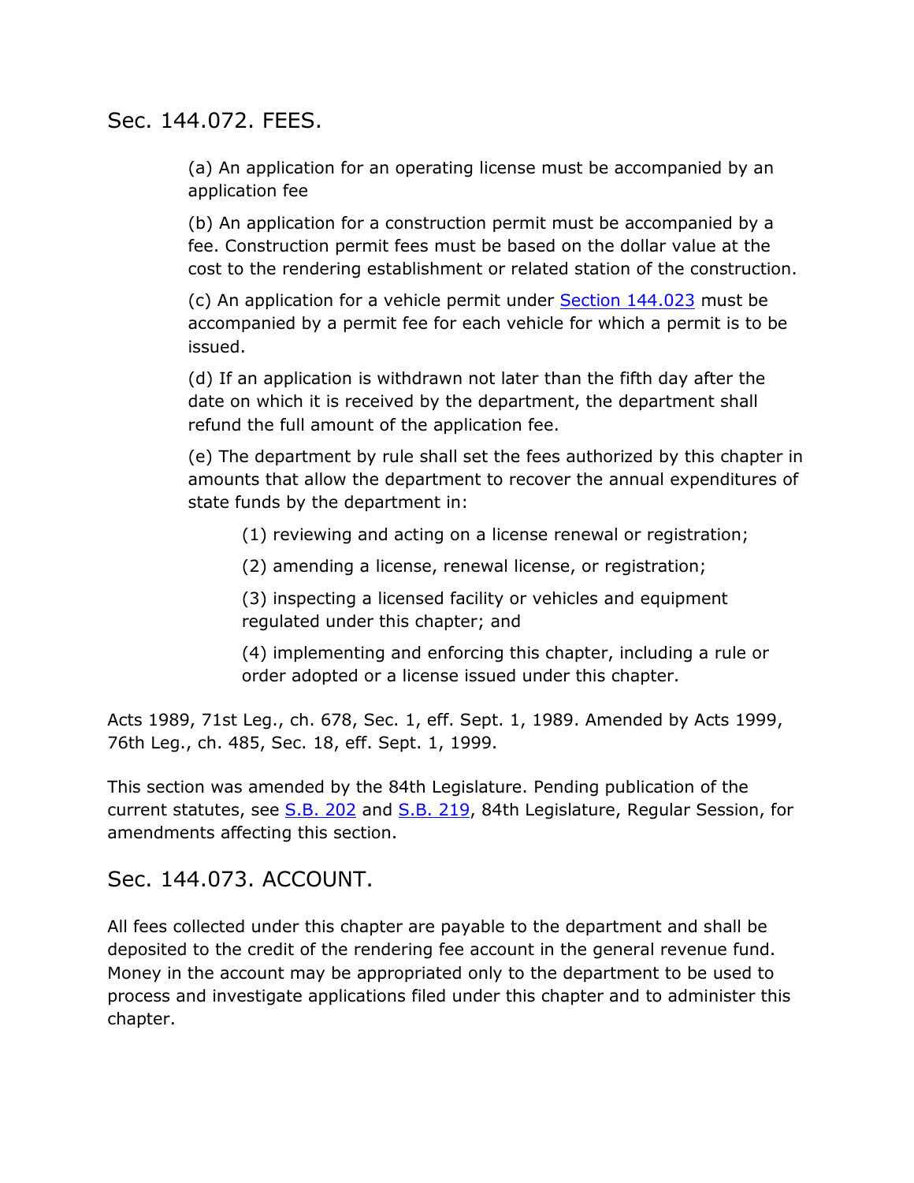## Sec. 144.072. FEES.

(a) An application for an operating license must be accompanied by an application fee

(b) An application for a construction permit must be accompanied by a fee. Construction permit fees must be based on the dollar value at the cost to the rendering establishment or related station of the construction.

(c) An application for a vehicle permit under Section 144.023 must be accompanied by a permit fee for each vehicle for which a permit is to be issued.

(d) If an application is withdrawn not later than the fifth day after the date on which it is received by the department, the department shall refund the full amount of the application fee.

(e) The department by rule shall set the fees authorized by this chapter in amounts that allow the department to recover the annual expenditures of state funds by the department in:

(1) reviewing and acting on a license renewal or registration;

(2) amending a license, renewal license, or registration;

(3) inspecting a licensed facility or vehicles and equipment regulated under this chapter; and

(4) implementing and enforcing this chapter, including a rule or order adopted or a license issued under this chapter.

Acts 1989, 71st Leg., ch. 678, Sec. 1, eff. Sept. 1, 1989. Amended by Acts 1999, 76th Leg., ch. 485, Sec. 18, eff. Sept. 1, 1999.

This section was amended by the 84th Legislature. Pending publication of the current statutes, see S.B. 202 and S.B. 219, 84th Legislature, Regular Session, for amendments affecting this section.

## Sec. 144.073. ACCOUNT.

All fees collected under this chapter are payable to the department and shall be deposited to the credit of the rendering fee account in the general revenue fund. Money in the account may be appropriated only to the department to be used to process and investigate applications filed under this chapter and to administer this chapter.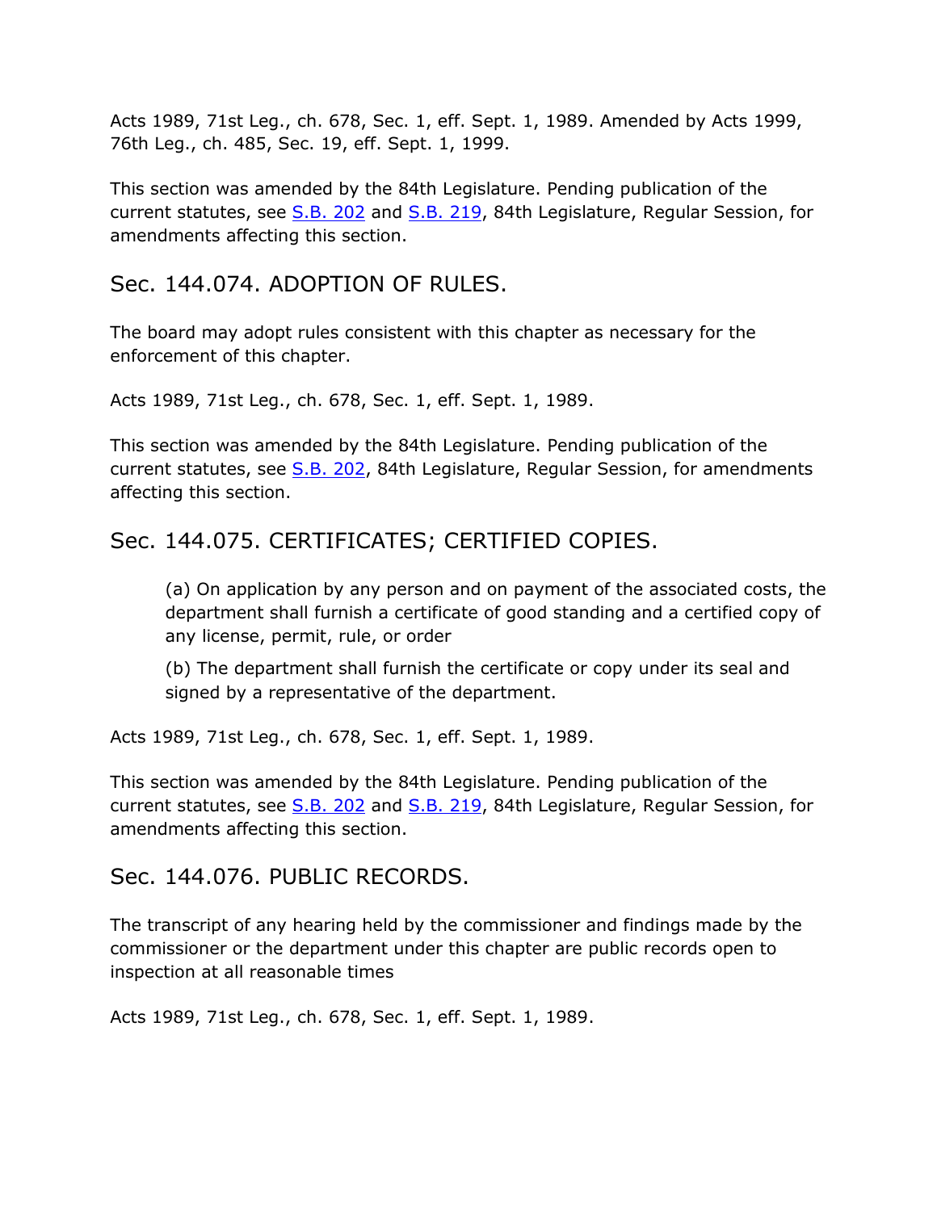Acts 1989, 71st Leg., ch. 678, Sec. 1, eff. Sept. 1, 1989. Amended by Acts 1999, 76th Leg., ch. 485, Sec. 19, eff. Sept. 1, 1999.

This section was amended by the 84th Legislature. Pending publication of the current statutes, see S.B. 202 and S.B. 219, 84th Legislature, Regular Session, for amendments affecting this section.

## Sec. 144.074. ADOPTION OF RULES.

The board may adopt rules consistent with this chapter as necessary for the enforcement of this chapter.

Acts 1989, 71st Leg., ch. 678, Sec. 1, eff. Sept. 1, 1989.

This section was amended by the 84th Legislature. Pending publication of the current statutes, see S.B. 202, 84th Legislature, Regular Session, for amendments affecting this section.

## Sec. 144.075. CERTIFICATES; CERTIFIED COPIES.

(a) On application by any person and on payment of the associated costs, the department shall furnish a certificate of good standing and a certified copy of any license, permit, rule, or order

(b) The department shall furnish the certificate or copy under its seal and signed by a representative of the department.

Acts 1989, 71st Leg., ch. 678, Sec. 1, eff. Sept. 1, 1989.

This section was amended by the 84th Legislature. Pending publication of the current statutes, see S.B. 202 and S.B. 219, 84th Legislature, Regular Session, for amendments affecting this section.

## Sec. 144.076. PUBLIC RECORDS.

The transcript of any hearing held by the commissioner and findings made by the commissioner or the department under this chapter are public records open to inspection at all reasonable times

Acts 1989, 71st Leg., ch. 678, Sec. 1, eff. Sept. 1, 1989.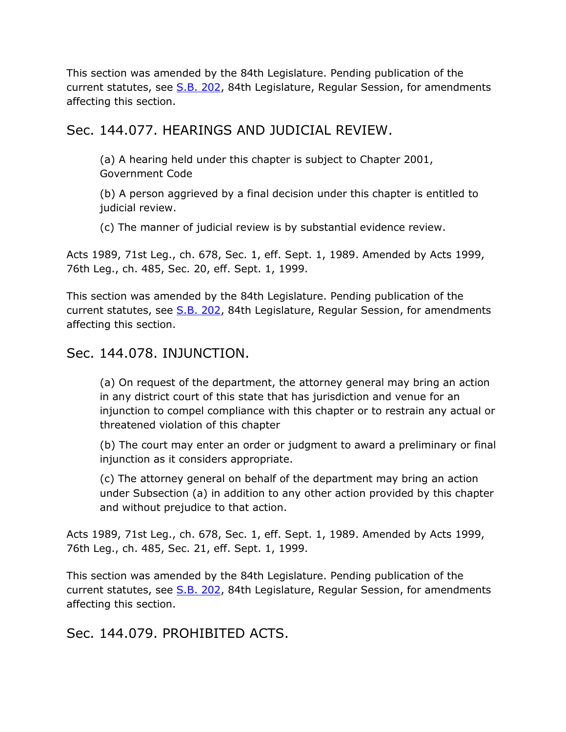This section was amended by the 84th Legislature. Pending publication of the current statutes, see S.B. 202, 84th Legislature, Regular Session, for amendments affecting this section.

## Sec. 144.077. HEARINGS AND JUDICIAL REVIEW.

(a) A hearing held under this chapter is subject to Chapter 2001, Government Code

(b) A person aggrieved by a final decision under this chapter is entitled to judicial review.

(c) The manner of judicial review is by substantial evidence review.

Acts 1989, 71st Leg., ch. 678, Sec. 1, eff. Sept. 1, 1989. Amended by Acts 1999, 76th Leg., ch. 485, Sec. 20, eff. Sept. 1, 1999.

This section was amended by the 84th Legislature. Pending publication of the current statutes, see S.B. 202, 84th Legislature, Regular Session, for amendments affecting this section.

## Sec. 144.078. INJUNCTION.

(a) On request of the department, the attorney general may bring an action in any district court of this state that has jurisdiction and venue for an injunction to compel compliance with this chapter or to restrain any actual or threatened violation of this chapter

(b) The court may enter an order or judgment to award a preliminary or final injunction as it considers appropriate.

(c) The attorney general on behalf of the department may bring an action under Subsection (a) in addition to any other action provided by this chapter and without prejudice to that action.

Acts 1989, 71st Leg., ch. 678, Sec. 1, eff. Sept. 1, 1989. Amended by Acts 1999, 76th Leg., ch. 485, Sec. 21, eff. Sept. 1, 1999.

This section was amended by the 84th Legislature. Pending publication of the current statutes, see S.B. 202, 84th Legislature, Regular Session, for amendments affecting this section.

## Sec. 144.079. PROHIBITED ACTS.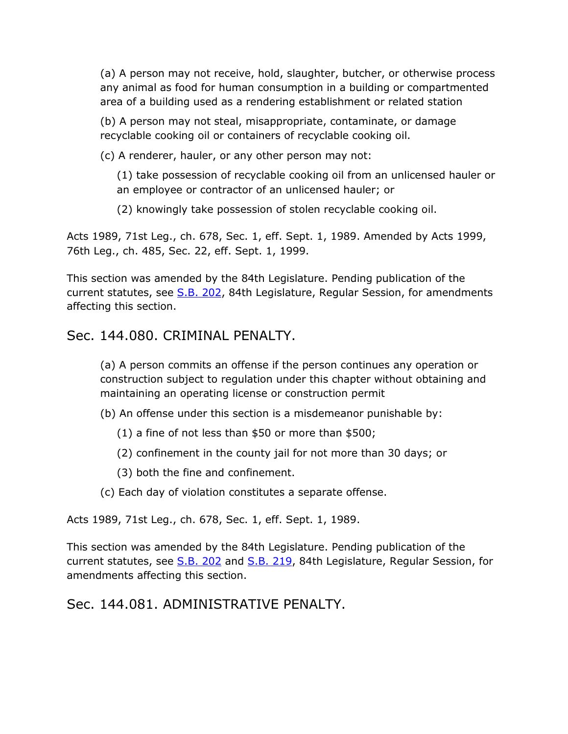(a) A person may not receive, hold, slaughter, butcher, or otherwise process any animal as food for human consumption in a building or compartmented area of a building used as a rendering establishment or related station

(b) A person may not steal, misappropriate, contaminate, or damage recyclable cooking oil or containers of recyclable cooking oil.

(c) A renderer, hauler, or any other person may not:

(1) take possession of recyclable cooking oil from an unlicensed hauler or an employee or contractor of an unlicensed hauler; or

(2) knowingly take possession of stolen recyclable cooking oil.

Acts 1989, 71st Leg., ch. 678, Sec. 1, eff. Sept. 1, 1989. Amended by Acts 1999, 76th Leg., ch. 485, Sec. 22, eff. Sept. 1, 1999.

This section was amended by the 84th Legislature. Pending publication of the current statutes, see S.B. 202, 84th Legislature, Regular Session, for amendments affecting this section.

## Sec. 144.080. CRIMINAL PENALTY.

(a) A person commits an offense if the person continues any operation or construction subject to regulation under this chapter without obtaining and maintaining an operating license or construction permit

(b) An offense under this section is a misdemeanor punishable by:

(1) a fine of not less than $50 or more than $500;

(2) confinement in the county jail for not more than 30 days; or

(3) both the fine and confinement.

(c) Each day of violation constitutes a separate offense.

Acts 1989, 71st Leg., ch. 678, Sec. 1, eff. Sept. 1, 1989.

This section was amended by the 84th Legislature. Pending publication of the current statutes, see S.B. 202 and S.B. 219, 84th Legislature, Regular Session, for amendments affecting this section.

## Sec. 144.081. ADMINISTRATIVE PENALTY.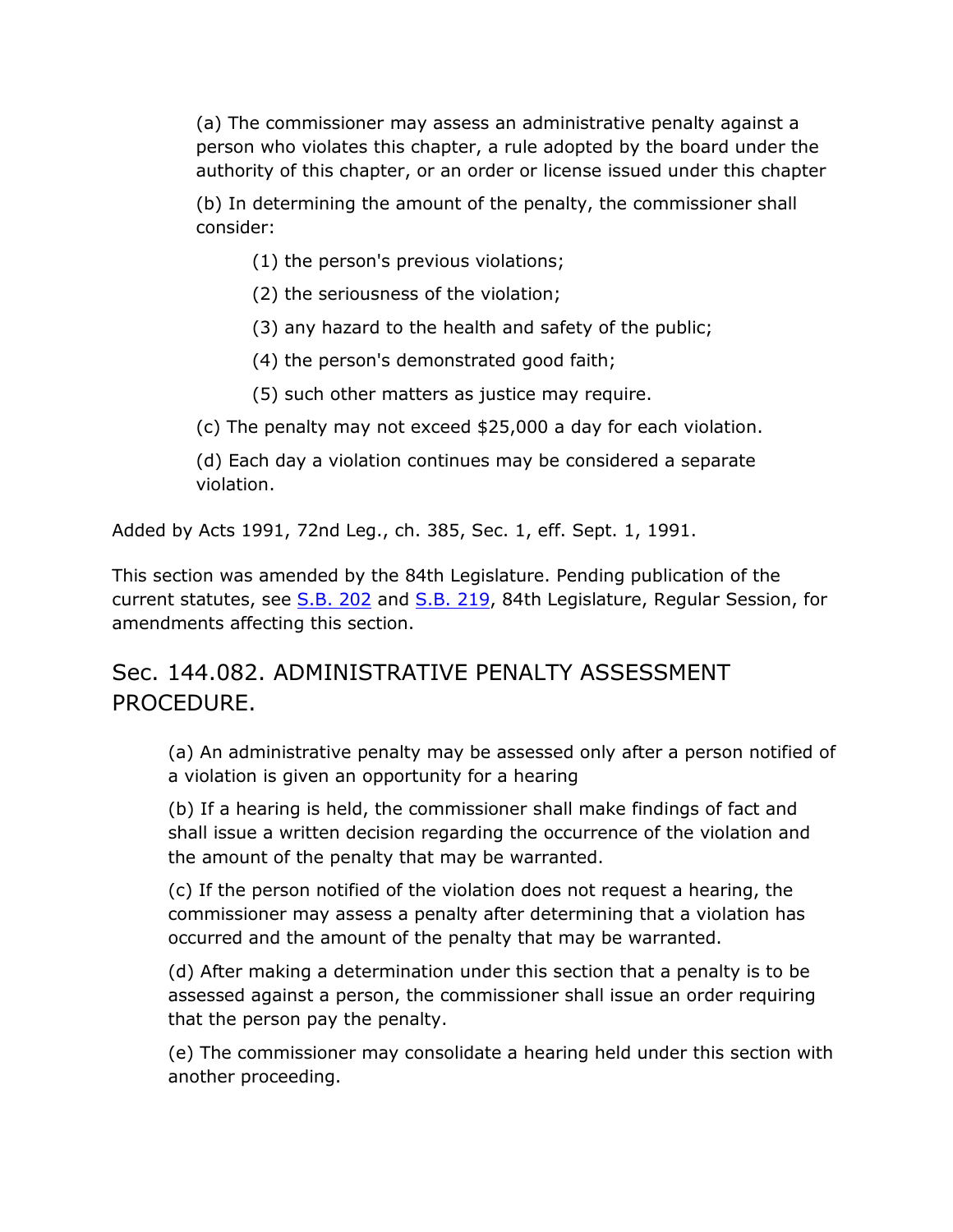(a) The commissioner may assess an administrative penalty against a person who violates this chapter, a rule adopted by the board under the authority of this chapter, or an order or license issued under this chapter

(b) In determining the amount of the penalty, the commissioner shall consider:

(1) the person's previous violations;

(2) the seriousness of the violation;

(3) any hazard to the health and safety of the public;

(4) the person's demonstrated good faith;

(5) such other matters as justice may require.

(c) The penalty may not exceed $25,000 a day for each violation.

(d) Each day a violation continues may be considered a separate violation.

Added by Acts 1991, 72nd Leg., ch. 385, Sec. 1, eff. Sept. 1, 1991.

This section was amended by the 84th Legislature. Pending publication of the current statutes, see S.B. 202 and S.B. 219, 84th Legislature, Regular Session, for amendments affecting this section.

## Sec. 144.082. ADMINISTRATIVE PENALTY ASSESSMENT PROCEDURE.

(a) An administrative penalty may be assessed only after a person notified of a violation is given an opportunity for a hearing

(b) If a hearing is held, the commissioner shall make findings of fact and shall issue a written decision regarding the occurrence of the violation and the amount of the penalty that may be warranted.

(c) If the person notified of the violation does not request a hearing, the commissioner may assess a penalty after determining that a violation has occurred and the amount of the penalty that may be warranted.

(d) After making a determination under this section that a penalty is to be assessed against a person, the commissioner shall issue an order requiring that the person pay the penalty.

(e) The commissioner may consolidate a hearing held under this section with another proceeding.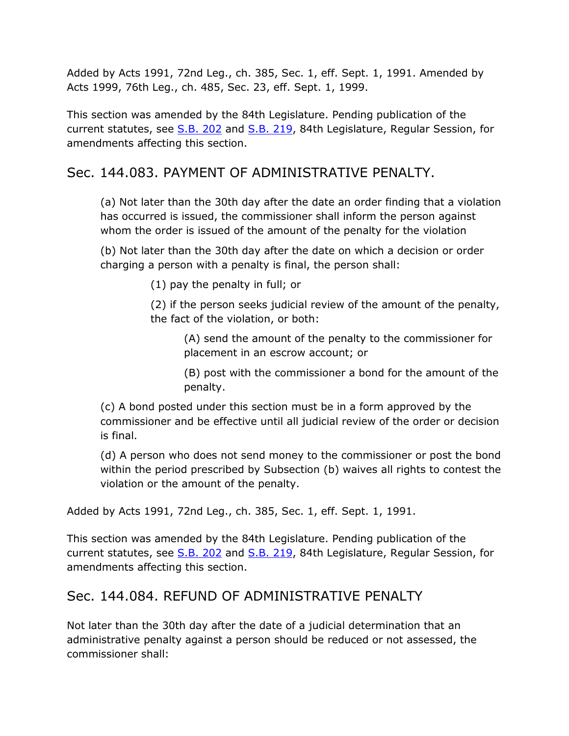Added by Acts 1991, 72nd Leg., ch. 385, Sec. 1, eff. Sept. 1, 1991. Amended by Acts 1999, 76th Leg., ch. 485, Sec. 23, eff. Sept. 1, 1999.

This section was amended by the 84th Legislature. Pending publication of the current statutes, see S.B. 202 and S.B. 219, 84th Legislature, Regular Session, for amendments affecting this section.

## Sec. 144.083. PAYMENT OF ADMINISTRATIVE PENALTY.

(a) Not later than the 30th day after the date an order finding that a violation has occurred is issued, the commissioner shall inform the person against whom the order is issued of the amount of the penalty for the violation

(b) Not later than the 30th day after the date on which a decision or order charging a person with a penalty is final, the person shall:

(1) pay the penalty in full; or

(2) if the person seeks judicial review of the amount of the penalty, the fact of the violation, or both:

(A) send the amount of the penalty to the commissioner for placement in an escrow account; or

(B) post with the commissioner a bond for the amount of the penalty.

(c) A bond posted under this section must be in a form approved by the commissioner and be effective until all judicial review of the order or decision is final.

(d) A person who does not send money to the commissioner or post the bond within the period prescribed by Subsection (b) waives all rights to contest the violation or the amount of the penalty.

Added by Acts 1991, 72nd Leg., ch. 385, Sec. 1, eff. Sept. 1, 1991.

This section was amended by the 84th Legislature. Pending publication of the current statutes, see S.B. 202 and S.B. 219, 84th Legislature, Regular Session, for amendments affecting this section.

## Sec. 144.084. REFUND OF ADMINISTRATIVE PENALTY

Not later than the 30th day after the date of a judicial determination that an administrative penalty against a person should be reduced or not assessed, the commissioner shall: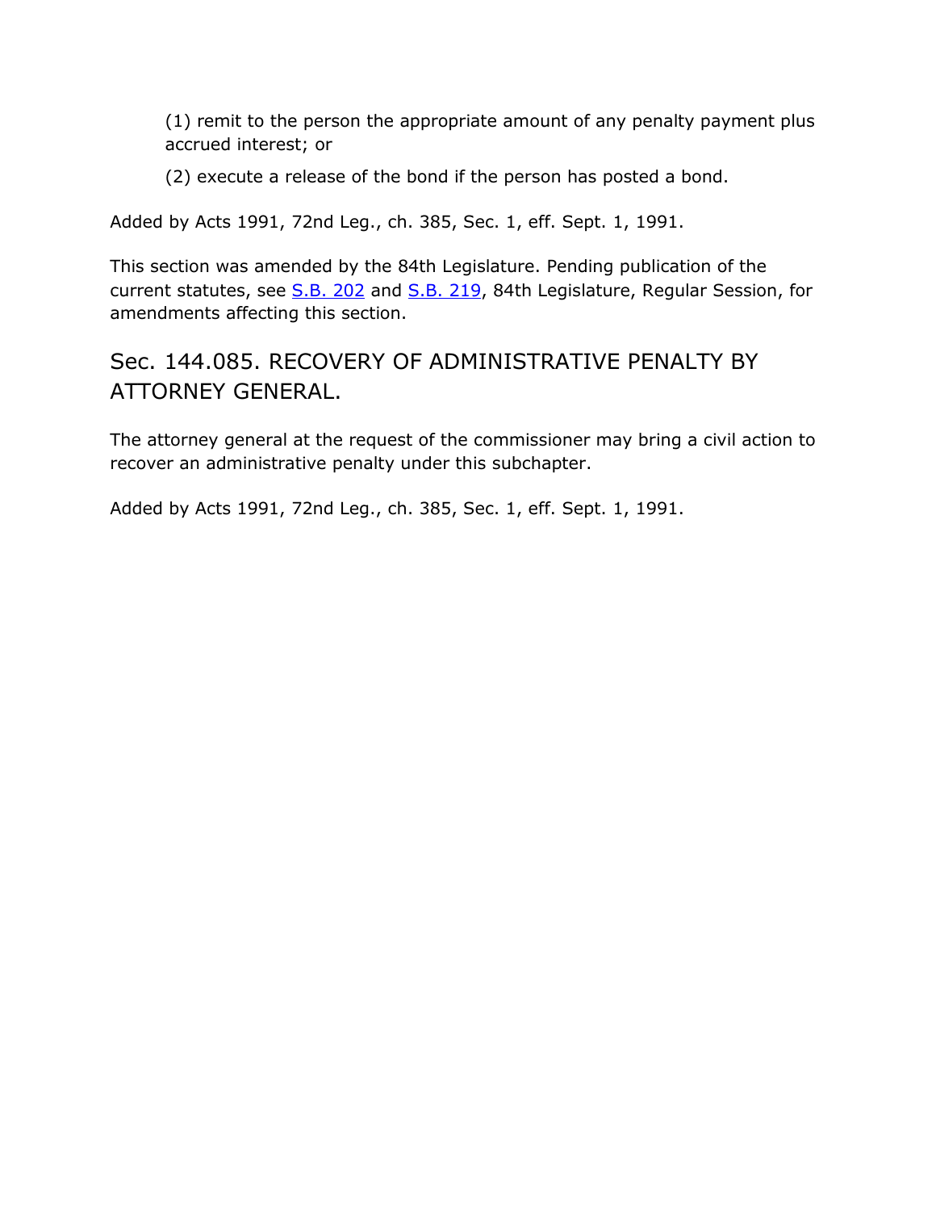(1) remit to the person the appropriate amount of any penalty payment plus accrued interest; or

(2) execute a release of the bond if the person has posted a bond.

Added by Acts 1991, 72nd Leg., ch. 385, Sec. 1, eff. Sept. 1, 1991.

This section was amended by the 84th Legislature. Pending publication of the current statutes, see S.B. 202 and S.B. 219, 84th Legislature, Regular Session, for amendments affecting this section.

## Sec. 144.085. RECOVERY OF ADMINISTRATIVE PENALTY BY ATTORNEY GENERAL.

The attorney general at the request of the commissioner may bring a civil action to recover an administrative penalty under this subchapter.

Added by Acts 1991, 72nd Leg., ch. 385, Sec. 1, eff. Sept. 1, 1991.